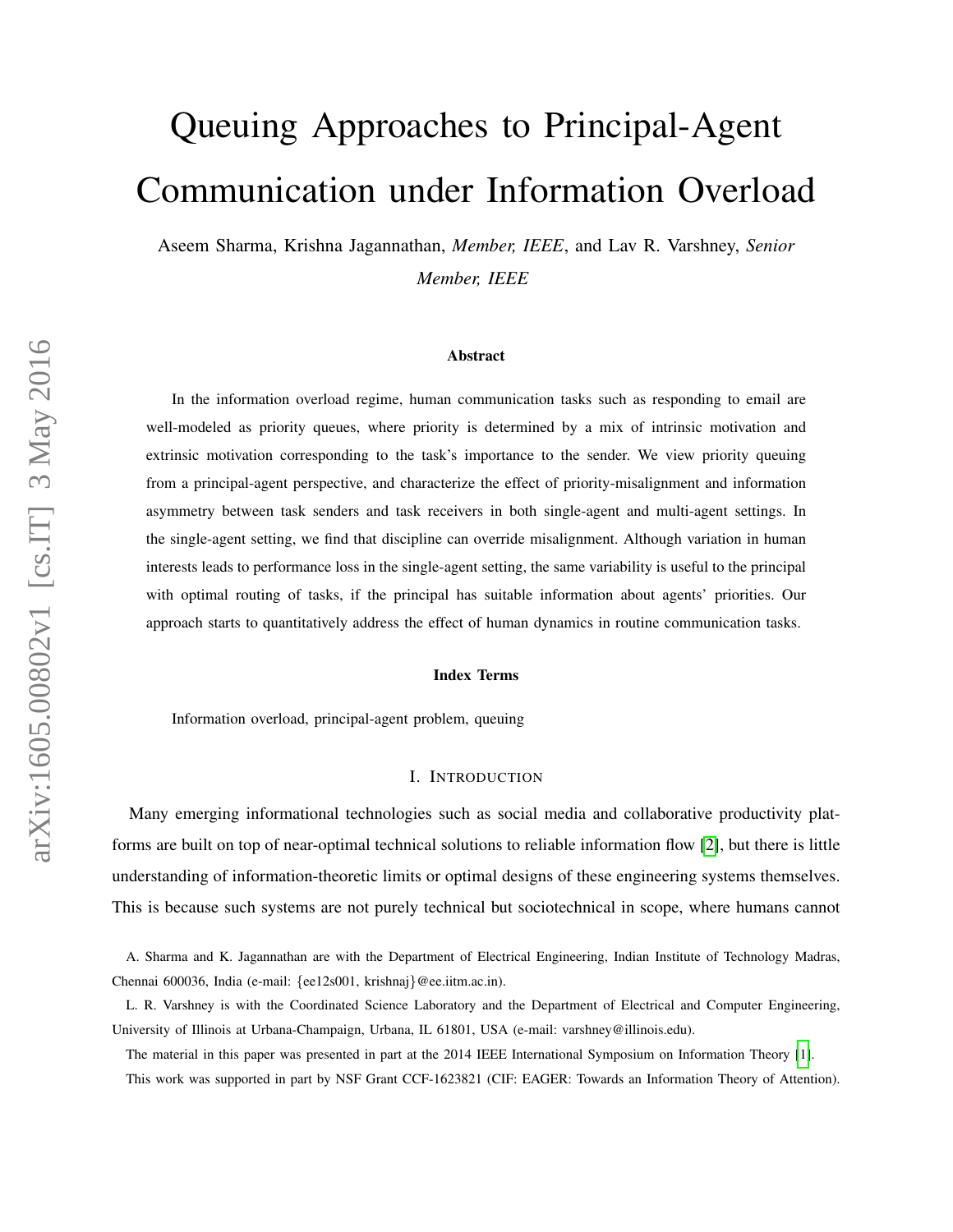#   Queuing Approaches to Principal-Agent Communication under Information Overload

Aseem Sharma, Krishna Jagannathan, *Member, IEEE*, and Lav R. Varshney, *Senior Member, IEEE*

### Abstract

In the information overload regime, human communication tasks such as responding to email are well-modeled as priority queues, where priority is determined by a mix of intrinsic motivation and extrinsic motivation corresponding to the task's importance to the sender. We view priority queuing from a principal-agent perspective, and characterize the effect of priority-misalignment and information asymmetry between task senders and task receivers in both single-agent and multi-agent settings. In the single-agent setting, we find that discipline can override misalignment. Although variation in human interests leads to performance loss in the single-agent setting, the same variability is useful to the principal with optimal routing of tasks, if the principal has suitable information about agents' priorities. Our approach starts to quantitatively address the effect of human dynamics in routine communication tasks.

### Index Terms

Information overload, principal-agent problem, queuing

## I. Introduction

Many emerging informational technologies such as social media and collaborative productivity platforms are built on top of near-optimal technical solutions to reliable information flow [2], but there is little understanding of information-theoretic limits or optimal designs of these engineering systems themselves. This is because such systems are not purely technical but sociotechnical in scope, where humans cannot

A. Sharma and K. Jagannathan are with the Department of Electrical Engineering, Indian Institute of Technology Madras, Chennai 600036, India (e-mail: {ee12s001, krishnaj}@ee.iitm.ac.in).

L. R. Varshney is with the Coordinated Science Laboratory and the Department of Electrical and Computer Engineering, University of Illinois at Urbana-Champaign, Urbana, IL 61801, USA (e-mail: varshney@illinois.edu).

The material in this paper was presented in part at the 2014 IEEE International Symposium on Information Theory [1].

This work was supported in part by NSF Grant CCF-1623821 (CIF: EAGER: Towards an Information Theory of Attention).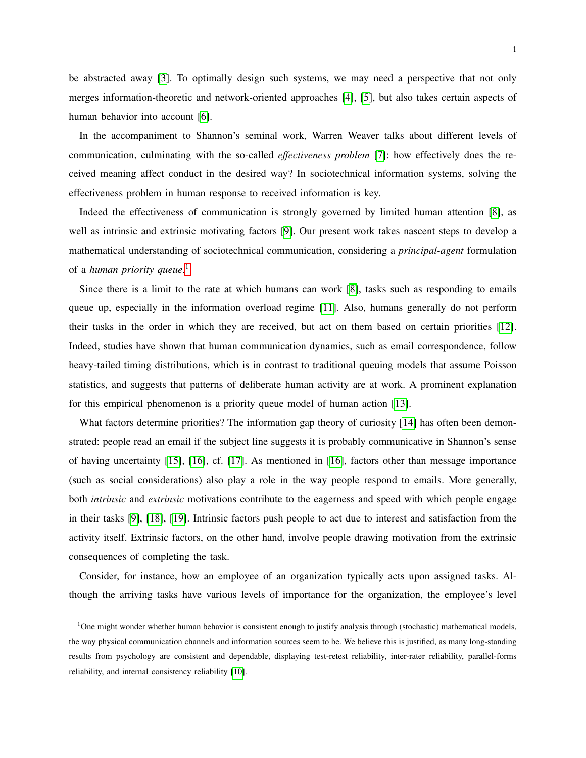be abstracted away [3]. To optimally design such systems, we may need a perspective that not only merges information-theoretic and network-oriented approaches [4], [5], but also takes certain aspects of human behavior into account [6].

In the accompaniment to Shannon's seminal work, Warren Weaver talks about different levels of communication, culminating with the so-called *effectiveness problem* [7]: how effectively does the received meaning affect conduct in the desired way? In sociotechnical information systems, solving the effectiveness problem in human response to received information is key.

Indeed the effectiveness of communication is strongly governed by limited human attention [8], as well as intrinsic and extrinsic motivating factors [9]. Our present work takes nascent steps to develop a mathematical understanding of sociotechnical communication, considering a *principal-agent* formulation of a *human priority queue*.[1]

Since there is a limit to the rate at which humans can work [8], tasks such as responding to emails queue up, especially in the information overload regime [11]. Also, humans generally do not perform their tasks in the order in which they are received, but act on them based on certain priorities [12]. Indeed, studies have shown that human communication dynamics, such as email correspondence, follow heavy-tailed timing distributions, which is in contrast to traditional queuing models that assume Poisson statistics, and suggests that patterns of deliberate human activity are at work. A prominent explanation for this empirical phenomenon is a priority queue model of human action [13].

What factors determine priorities? The information gap theory of curiosity [14] has often been demonstrated: people read an email if the subject line suggests it is probably communicative in Shannon's sense of having uncertainty [15], [16], cf. [17]. As mentioned in [16], factors other than message importance (such as social considerations) also play a role in the way people respond to emails. More generally, both *intrinsic* and *extrinsic* motivations contribute to the eagerness and speed with which people engage in their tasks [9], [18], [19]. Intrinsic factors push people to act due to interest and satisfaction from the activity itself. Extrinsic factors, on the other hand, involve people drawing motivation from the extrinsic consequences of completing the task.

Consider, for instance, how an employee of an organization typically acts upon assigned tasks. Although the arriving tasks have various levels of importance for the organization, the employee's level

[1] One might wonder whether human behavior is consistent enough to justify analysis through (stochastic) mathematical models, the way physical communication channels and information sources seem to be. We believe this is justified, as many long-standing results from psychology are consistent and dependable, displaying test-retest reliability, inter-rater reliability, parallel-forms reliability, and internal consistency reliability [10].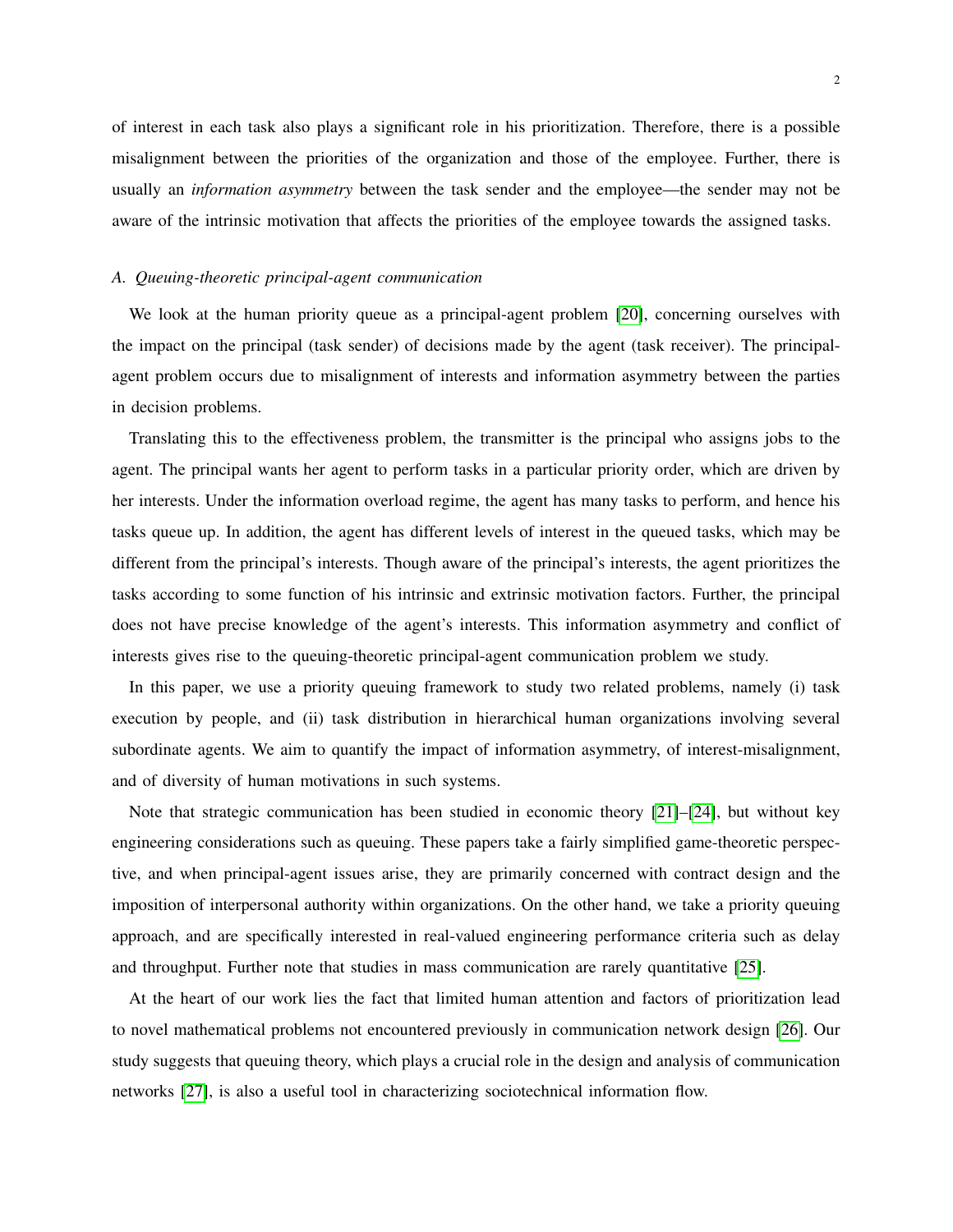of interest in each task also plays a significant role in his prioritization. Therefore, there is a possible misalignment between the priorities of the organization and those of the employee. Further, there is usually an *information asymmetry* between the task sender and the employee—the sender may not be aware of the intrinsic motivation that affects the priorities of the employee towards the assigned tasks.

### A. Queuing-theoretic principal-agent communication

We look at the human priority queue as a principal-agent problem [20], concerning ourselves with the impact on the principal (task sender) of decisions made by the agent (task receiver). The principal-agent problem occurs due to misalignment of interests and information asymmetry between the parties in decision problems.

Translating this to the effectiveness problem, the transmitter is the principal who assigns jobs to the agent. The principal wants her agent to perform tasks in a particular priority order, which are driven by her interests. Under the information overload regime, the agent has many tasks to perform, and hence his tasks queue up. In addition, the agent has different levels of interest in the queued tasks, which may be different from the principal's interests. Though aware of the principal's interests, the agent prioritizes the tasks according to some function of his intrinsic and extrinsic motivation factors. Further, the principal does not have precise knowledge of the agent's interests. This information asymmetry and conflict of interests gives rise to the queuing-theoretic principal-agent communication problem we study.

In this paper, we use a priority queuing framework to study two related problems, namely (i) task execution by people, and (ii) task distribution in hierarchical human organizations involving several subordinate agents. We aim to quantify the impact of information asymmetry, of interest-misalignment, and of diversity of human motivations in such systems.

Note that strategic communication has been studied in economic theory [21]–[24], but without key engineering considerations such as queuing. These papers take a fairly simplified game-theoretic perspective, and when principal-agent issues arise, they are primarily concerned with contract design and the imposition of interpersonal authority within organizations. On the other hand, we take a priority queuing approach, and are specifically interested in real-valued engineering performance criteria such as delay and throughput. Further note that studies in mass communication are rarely quantitative [25].

At the heart of our work lies the fact that limited human attention and factors of prioritization lead to novel mathematical problems not encountered previously in communication network design [26]. Our study suggests that queuing theory, which plays a crucial role in the design and analysis of communication networks [27], is also a useful tool in characterizing sociotechnical information flow.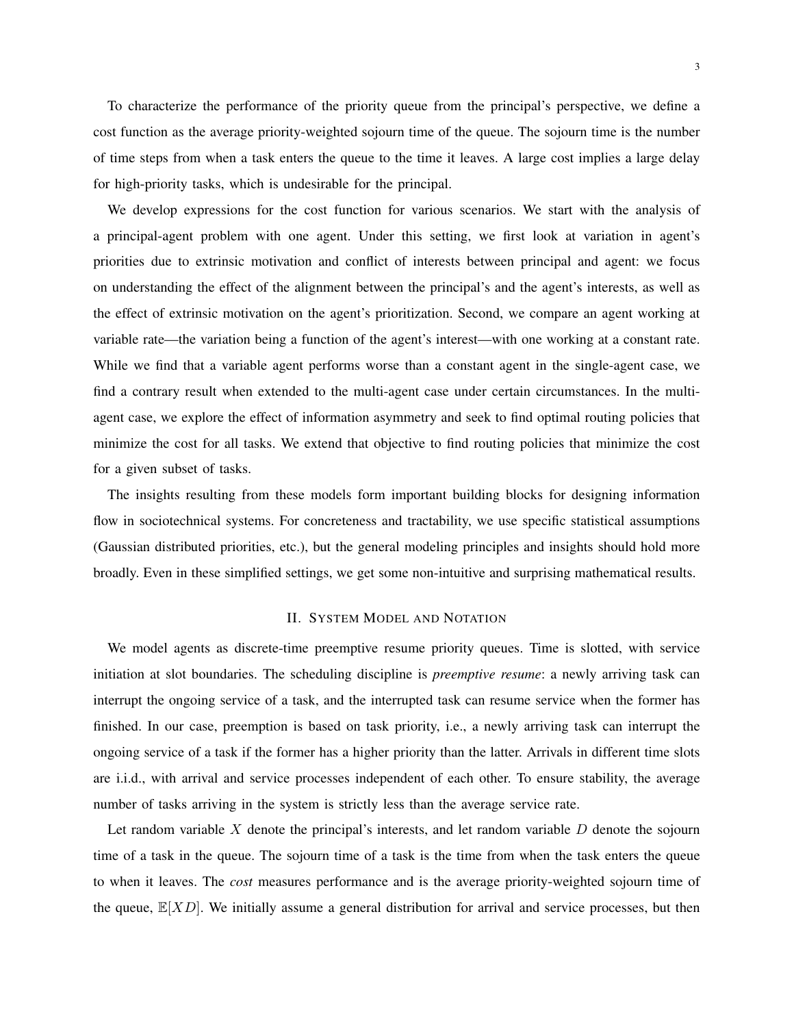To characterize the performance of the priority queue from the principal's perspective, we define a cost function as the average priority-weighted sojourn time of the queue. The sojourn time is the number of time steps from when a task enters the queue to the time it leaves. A large cost implies a large delay for high-priority tasks, which is undesirable for the principal.

We develop expressions for the cost function for various scenarios. We start with the analysis of a principal-agent problem with one agent. Under this setting, we first look at variation in agent's priorities due to extrinsic motivation and conflict of interests between principal and agent: we focus on understanding the effect of the alignment between the principal's and the agent's interests, as well as the effect of extrinsic motivation on the agent's prioritization. Second, we compare an agent working at variable rate—the variation being a function of the agent's interest—with one working at a constant rate. While we find that a variable agent performs worse than a constant agent in the single-agent case, we find a contrary result when extended to the multi-agent case under certain circumstances. In the multi-agent case, we explore the effect of information asymmetry and seek to find optimal routing policies that minimize the cost for all tasks. We extend that objective to find routing policies that minimize the cost for a given subset of tasks.

The insights resulting from these models form important building blocks for designing information flow in sociotechnical systems. For concreteness and tractability, we use specific statistical assumptions (Gaussian distributed priorities, etc.), but the general modeling principles and insights should hold more broadly. Even in these simplified settings, we get some non-intuitive and surprising mathematical results.

## II. System Model and Notation

We model agents as discrete-time preemptive resume priority queues. Time is slotted, with service initiation at slot boundaries. The scheduling discipline is *preemptive resume*: a newly arriving task can interrupt the ongoing service of a task, and the interrupted task can resume service when the former has finished. In our case, preemption is based on task priority, i.e., a newly arriving task can interrupt the ongoing service of a task if the former has a higher priority than the latter. Arrivals in different time slots are i.i.d., with arrival and service processes independent of each other. To ensure stability, the average number of tasks arriving in the system is strictly less than the average service rate.

Let random variable $X$ denote the principal's interests, and let random variable $D$ denote the sojourn time of a task in the queue. The sojourn time of a task is the time from when the task enters the queue to when it leaves. The *cost* measures performance and is the average priority-weighted sojourn time of the queue, $\mathbb{E}[XD]$. We initially assume a general distribution for arrival and service processes, but then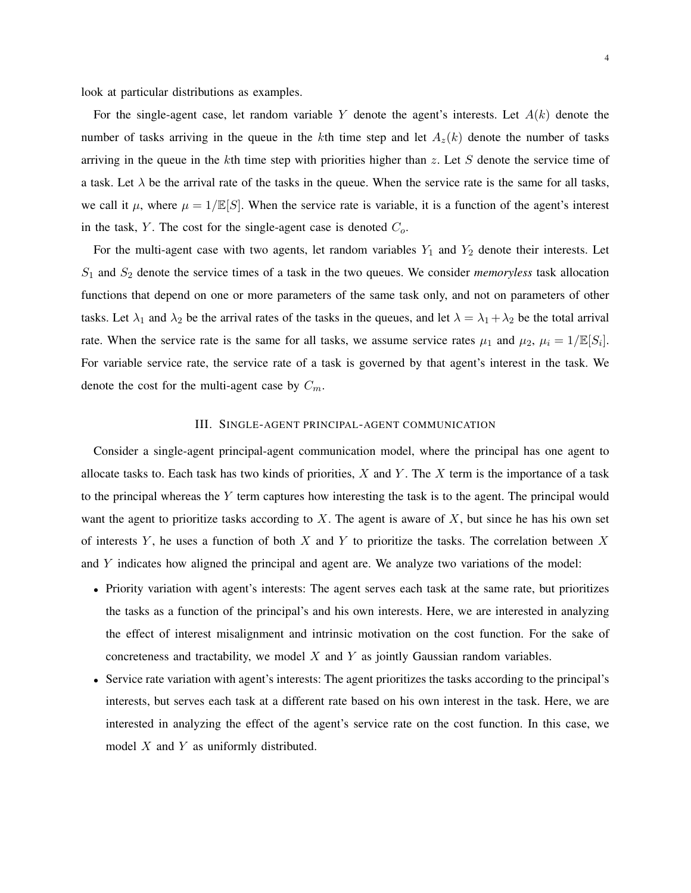look at particular distributions as examples.

For the single-agent case, let random variable $Y$ denote the agent's interests. Let $A(k)$ denote the number of tasks arriving in the queue in the $k$th time step and let $A_z(k)$ denote the number of tasks arriving in the queue in the $k$th time step with priorities higher than $z$. Let $S$ denote the service time of a task. Let $\lambda$ be the arrival rate of the tasks in the queue. When the service rate is the same for all tasks, we call it $\mu$, where $\mu = 1/\mathbb{E}[S]$. When the service rate is variable, it is a function of the agent's interest in the task, $Y$. The cost for the single-agent case is denoted $C_o$.

For the multi-agent case with two agents, let random variables $Y_1$ and $Y_2$ denote their interests. Let $S_1$ and $S_2$ denote the service times of a task in the two queues. We consider *memoryless* task allocation functions that depend on one or more parameters of the same task only, and not on parameters of other tasks. Let $\lambda_1$ and $\lambda_2$ be the arrival rates of the tasks in the queues, and let $\lambda = \lambda_1 + \lambda_2$ be the total arrival rate. When the service rate is the same for all tasks, we assume service rates $\mu_1$ and $\mu_2$, $\mu_i = 1/\mathbb{E}[S_i]$. For variable service rate, the service rate of a task is governed by that agent's interest in the task. We denote the cost for the multi-agent case by $C_m$.

## III. Single-agent principal-agent communication

Consider a single-agent principal-agent communication model, where the principal has one agent to allocate tasks to. Each task has two kinds of priorities, $X$ and $Y$. The $X$ term is the importance of a task to the principal whereas the $Y$ term captures how interesting the task is to the agent. The principal would want the agent to prioritize tasks according to $X$. The agent is aware of $X$, but since he has his own set of interests $Y$, he uses a function of both $X$ and $Y$ to prioritize the tasks. The correlation between $X$ and $Y$ indicates how aligned the principal and agent are. We analyze two variations of the model:

- Priority variation with agent's interests: The agent serves each task at the same rate, but prioritizes the tasks as a function of the principal's and his own interests. Here, we are interested in analyzing the effect of interest misalignment and intrinsic motivation on the cost function. For the sake of concreteness and tractability, we model $X$ and $Y$ as jointly Gaussian random variables.
- Service rate variation with agent's interests: The agent prioritizes the tasks according to the principal's interests, but serves each task at a different rate based on his own interest in the task. Here, we are interested in analyzing the effect of the agent's service rate on the cost function. In this case, we model $X$ and $Y$ as uniformly distributed.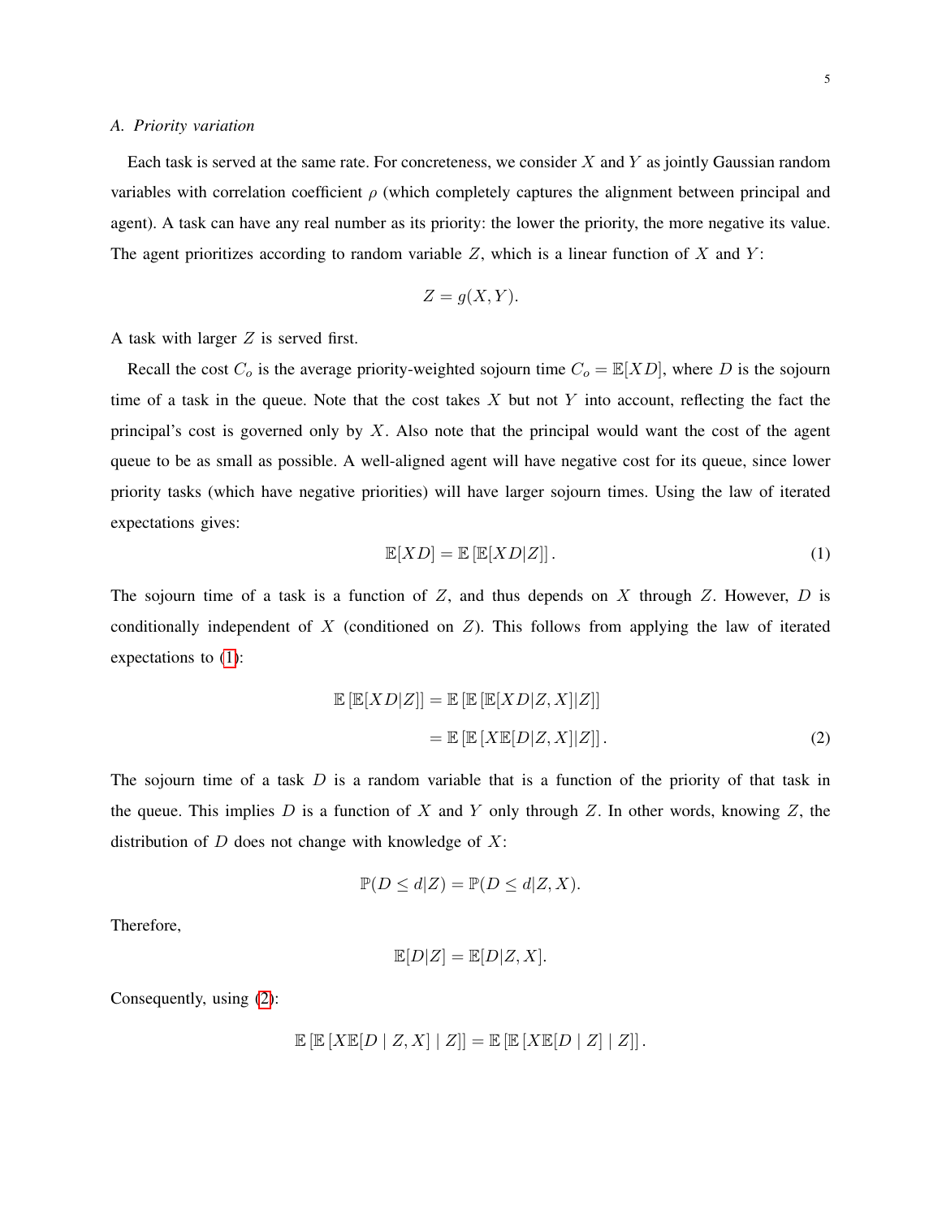### A. Priority variation

Each task is served at the same rate. For concreteness, we consider $X$ and $Y$ as jointly Gaussian random variables with correlation coefficient $\rho$ (which completely captures the alignment between principal and agent). A task can have any real number as its priority: the lower the priority, the more negative its value. The agent prioritizes according to random variable $Z$, which is a linear function of $X$ and $Y$:

$$Z = g(X, Y).$$

A task with larger $Z$ is served first.

Recall the cost $C_o$ is the average priority-weighted sojourn time $C_o = \mathbb{E}[XD]$, where $D$ is the sojourn time of a task in the queue. Note that the cost takes $X$ but not $Y$ into account, reflecting the fact the principal's cost is governed only by $X$. Also note that the principal would want the cost of the agent queue to be as small as possible. A well-aligned agent will have negative cost for its queue, since lower priority tasks (which have negative priorities) will have larger sojourn times. Using the law of iterated expectations gives:

$$\mathbb{E}[XD] = \mathbb{E}\left[\mathbb{E}[XD|Z]\right]. \tag{1}$$

The sojourn time of a task is a function of $Z$, and thus depends on $X$ through $Z$. However, $D$ is conditionally independent of $X$ (conditioned on $Z$). This follows from applying the law of iterated expectations to (1):

$$\begin{aligned}
\mathbb{E}\left[\mathbb{E}[XD|Z]\right] &= \mathbb{E}\left[\mathbb{E}\left[\mathbb{E}[XD|Z, X]|Z\right]\right] \\
&= \mathbb{E}\left[\mathbb{E}\left[X\mathbb{E}[D|Z, X]|Z\right]\right].
\end{aligned} \tag{2}$$

The sojourn time of a task $D$ is a random variable that is a function of the priority of that task in the queue. This implies $D$ is a function of $X$ and $Y$ only through $Z$. In other words, knowing $Z$, the distribution of $D$ does not change with knowledge of $X$:

$$\mathbb{P}(D \le d|Z) = \mathbb{P}(D \le d|Z, X).$$

Therefore,

$$\mathbb{E}[D|Z] = \mathbb{E}[D|Z, X].$$

Consequently, using (2):

$$\mathbb{E}\left[\mathbb{E}\left[X\mathbb{E}[D \mid Z, X] \mid Z\right]\right] = \mathbb{E}\left[\mathbb{E}\left[X\mathbb{E}[D \mid Z] \mid Z\right]\right].$$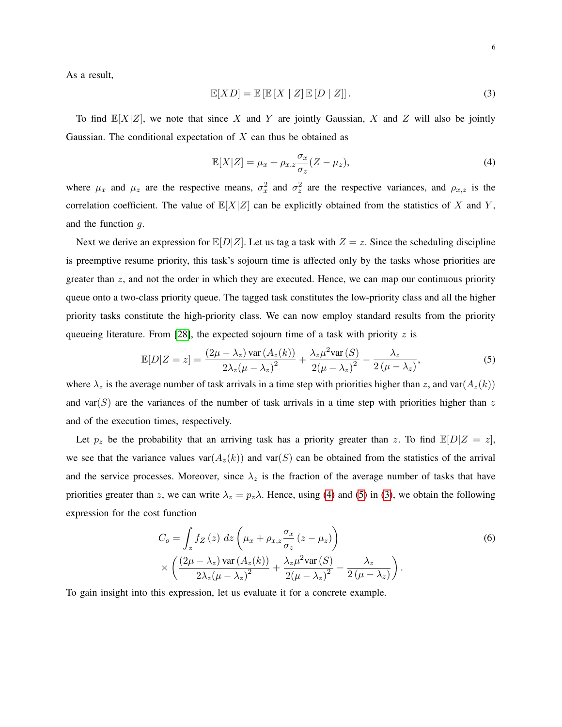As a result,

$$\mathbb{E}[XD] = \mathbb{E}\left[\mathbb{E}\left[X \mid Z\right]\mathbb{E}\left[D \mid Z\right]\right]. \tag{3}$$

To find $\mathbb{E}[X|Z]$, we note that since $X$ and $Y$ are jointly Gaussian, $X$ and $Z$ will also be jointly Gaussian. The conditional expectation of $X$ can thus be obtained as

$$\mathbb{E}[X|Z] = \mu_x + \rho_{x,z}\frac{\sigma_x}{\sigma_z}(Z - \mu_z), \tag{4}$$

where $\mu_x$ and $\mu_z$ are the respective means, $\sigma_x^2$ and $\sigma_z^2$ are the respective variances, and $\rho_{x,z}$ is the correlation coefficient. The value of $\mathbb{E}[X|Z]$ can be explicitly obtained from the statistics of $X$ and $Y$, and the function $g$.

Next we derive an expression for $\mathbb{E}[D|Z]$. Let us tag a task with $Z = z$. Since the scheduling discipline is preemptive resume priority, this task's sojourn time is affected only by the tasks whose priorities are greater than $z$, and not the order in which they are executed. Hence, we can map our continuous priority queue onto a two-class priority queue. The tagged task constitutes the low-priority class and all the higher priority tasks constitute the high-priority class. We can now employ standard results from the priority queueing literature. From [28], the expected sojourn time of a task with priority $z$ is

$$\mathbb{E}[D|Z = z] = \frac{(2\mu - \lambda_z)\,\mathrm{var}\left(A_z(k)\right)}{2\lambda_z(\mu - \lambda_z)^2} + \frac{\lambda_z\mu^2\mathrm{var}\left(S\right)}{2(\mu - \lambda_z)^2} - \frac{\lambda_z}{2\left(\mu - \lambda_z\right)}, \tag{5}$$

where $\lambda_z$ is the average number of task arrivals in a time step with priorities higher than $z$, and $\mathrm{var}(A_z(k))$ and $\mathrm{var}(S)$ are the variances of the number of task arrivals in a time step with priorities higher than $z$ and of the execution times, respectively.

Let $p_z$ be the probability that an arriving task has a priority greater than $z$. To find $\mathbb{E}[D|Z = z]$, we see that the variance values $\mathrm{var}(A_z(k))$ and $\mathrm{var}(S)$ can be obtained from the statistics of the arrival and the service processes. Moreover, since $\lambda_z$ is the fraction of the average number of tasks that have priorities greater than $z$, we can write $\lambda_z = p_z\lambda$. Hence, using (4) and (5) in (3), we obtain the following expression for the cost function

$$\begin{aligned} C_o = &\int_z f_Z\left(z\right)\,dz\left(\mu_x + \rho_{x,z}\frac{\sigma_x}{\sigma_z}\left(z - \mu_z\right)\right) \\ &\times\left(\frac{(2\mu - \lambda_z)\,\mathrm{var}\left(A_z(k)\right)}{2\lambda_z(\mu - \lambda_z)^2} + \frac{\lambda_z\mu^2\mathrm{var}\left(S\right)}{2(\mu - \lambda_z)^2} - \frac{\lambda_z}{2\left(\mu - \lambda_z\right)}\right). \end{aligned} \tag{6}$$

To gain insight into this expression, let us evaluate it for a concrete example.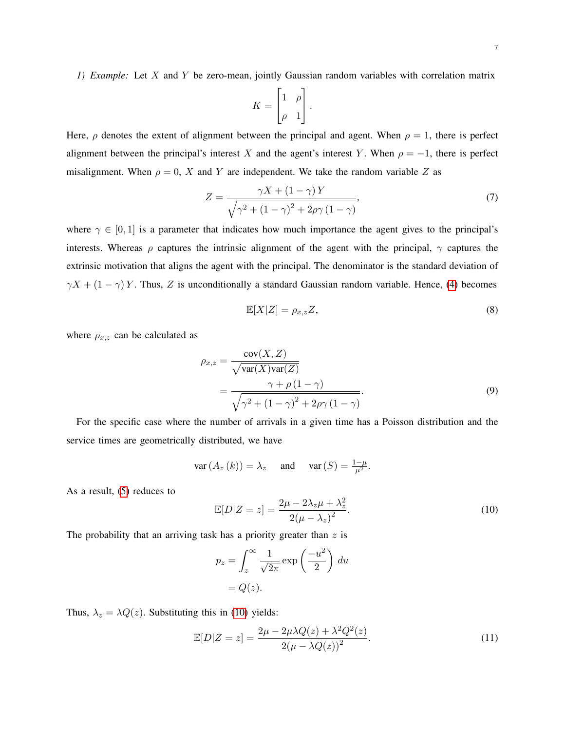*1) Example:* Let $X$ and $Y$ be zero-mean, jointly Gaussian random variables with correlation matrix

$$K = \begin{bmatrix} 1 & \rho \\ \rho & 1 \end{bmatrix}.$$

Here, $\rho$ denotes the extent of alignment between the principal and agent. When $\rho = 1$, there is perfect alignment between the principal's interest $X$ and the agent's interest $Y$. When $\rho = -1$, there is perfect misalignment. When $\rho = 0$, $X$ and $Y$ are independent. We take the random variable $Z$ as

$$Z = \frac{\gamma X + (1-\gamma) Y}{\sqrt{\gamma^2 + (1-\gamma)^2 + 2\rho\gamma(1-\gamma)}}, \tag{7}$$

where $\gamma \in [0, 1]$ is a parameter that indicates how much importance the agent gives to the principal's interests. Whereas $\rho$ captures the intrinsic alignment of the agent with the principal, $\gamma$ captures the extrinsic motivation that aligns the agent with the principal. The denominator is the standard deviation of $\gamma X + (1-\gamma) Y$. Thus, $Z$ is unconditionally a standard Gaussian random variable. Hence, (4) becomes

$$\mathbb{E}[X|Z] = \rho_{x,z} Z, \tag{8}$$

where $\rho_{x,z}$ can be calculated as

$$\begin{aligned} \rho_{x,z} &= \frac{\text{cov}(X, Z)}{\sqrt{\text{var}(X)\text{var}(Z)}} \\ &= \frac{\gamma + \rho(1-\gamma)}{\sqrt{\gamma^2 + (1-\gamma)^2 + 2\rho\gamma(1-\gamma)}}. \end{aligned} \tag{9}$$

For the specific case where the number of arrivals in a given time has a Poisson distribution and the service times are geometrically distributed, we have

$$\text{var}(A_z(k)) = \lambda_z \quad \text{ and } \quad \text{var}(S) = \tfrac{1-\mu}{\mu^2}.$$

As a result, (5) reduces to

$$\mathbb{E}[D|Z = z] = \frac{2\mu - 2\lambda_z\mu + \lambda_z^2}{2(\mu - \lambda_z)^2}. \tag{10}$$

The probability that an arriving task has a priority greater than $z$ is

$$\begin{aligned} p_z &= \int_z^\infty \frac{1}{\sqrt{2\pi}} \exp\left(\frac{-u^2}{2}\right) du \\ &= Q(z). \end{aligned}$$

Thus, $\lambda_z = \lambda Q(z)$. Substituting this in (10) yields:

$$\mathbb{E}[D|Z = z] = \frac{2\mu - 2\mu\lambda Q(z) + \lambda^2 Q^2(z)}{2(\mu - \lambda Q(z))^2}. \tag{11}$$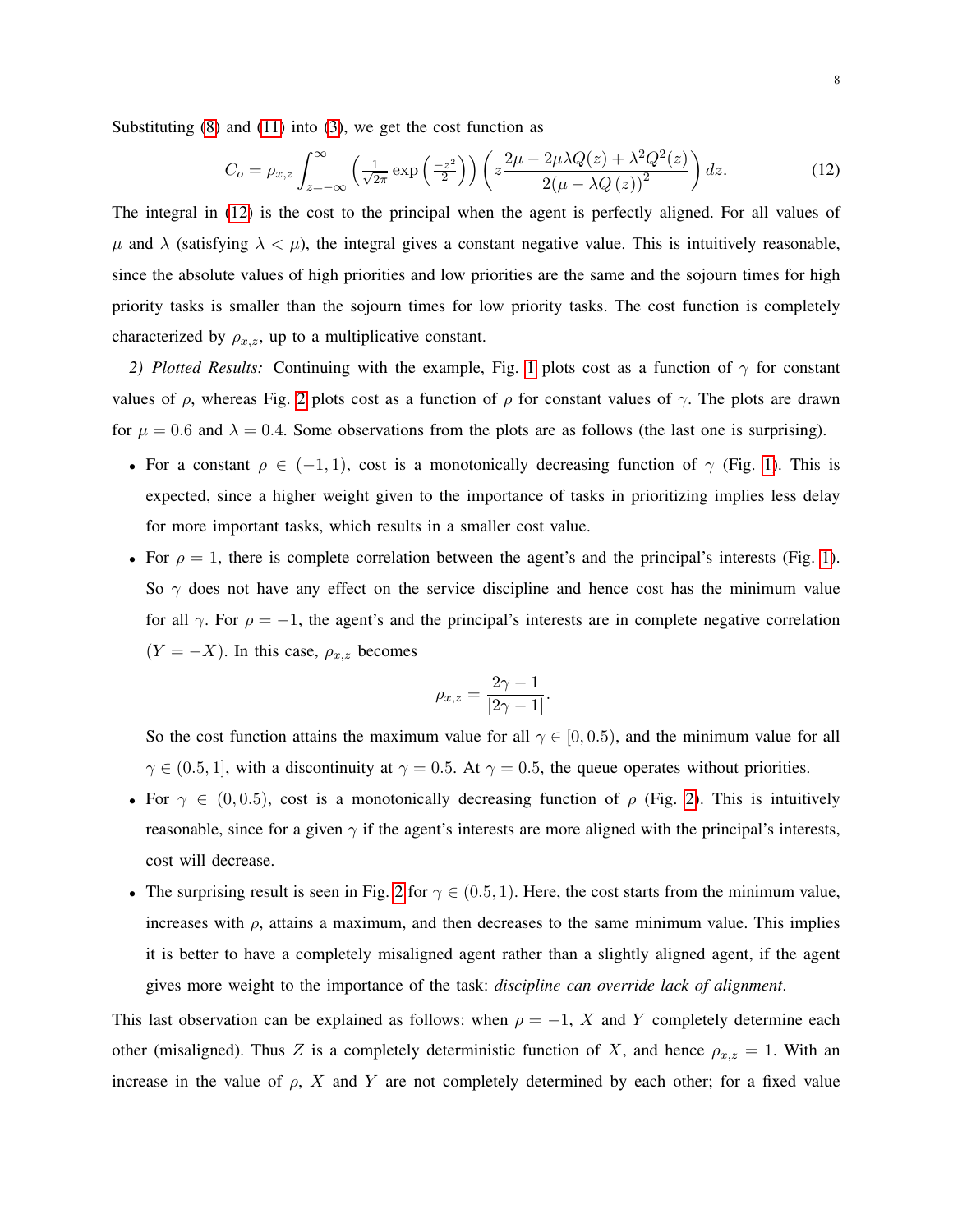Substituting (8) and (11) into (3), we get the cost function as

$$C_o = \rho_{x,z} \int_{z=-\infty}^{\infty} \left( \frac{1}{\sqrt{2\pi}} \exp\left(\frac{-z^2}{2}\right) \right) \left( z \frac{2\mu - 2\mu\lambda Q(z) + \lambda^2 Q^2(z)}{2(\mu - \lambda Q(z))^2} \right) dz. \tag{12}$$

The integral in (12) is the cost to the principal when the agent is perfectly aligned. For all values of $\mu$ and $\lambda$ (satisfying $\lambda < \mu$), the integral gives a constant negative value. This is intuitively reasonable, since the absolute values of high priorities and low priorities are the same and the sojourn times for high priority tasks is smaller than the sojourn times for low priority tasks. The cost function is completely characterized by $\rho_{x,z}$, up to a multiplicative constant.

*2) Plotted Results:* Continuing with the example, Fig. 1 plots cost as a function of $\gamma$ for constant values of $\rho$, whereas Fig. 2 plots cost as a function of $\rho$ for constant values of $\gamma$. The plots are drawn for $\mu = 0.6$ and $\lambda = 0.4$. Some observations from the plots are as follows (the last one is surprising).

- For a constant $\rho \in (-1, 1)$, cost is a monotonically decreasing function of $\gamma$ (Fig. 1). This is expected, since a higher weight given to the importance of tasks in prioritizing implies less delay for more important tasks, which results in a smaller cost value.
- For $\rho = 1$, there is complete correlation between the agent's and the principal's interests (Fig. 1). So $\gamma$ does not have any effect on the service discipline and hence cost has the minimum value for all $\gamma$. For $\rho = -1$, the agent's and the principal's interests are in complete negative correlation ($Y = -X$). In this case, $\rho_{x,z}$ becomes

$$\rho_{x,z} = \frac{2\gamma - 1}{|2\gamma - 1|}.$$

  So the cost function attains the maximum value for all $\gamma \in [0, 0.5)$, and the minimum value for all $\gamma \in (0.5, 1]$, with a discontinuity at $\gamma = 0.5$. At $\gamma = 0.5$, the queue operates without priorities.
- For $\gamma \in (0, 0.5)$, cost is a monotonically decreasing function of $\rho$ (Fig. 2). This is intuitively reasonable, since for a given $\gamma$ if the agent's interests are more aligned with the principal's interests, cost will decrease.
- The surprising result is seen in Fig. 2 for $\gamma \in (0.5, 1)$. Here, the cost starts from the minimum value, increases with $\rho$, attains a maximum, and then decreases to the same minimum value. This implies it is better to have a completely misaligned agent rather than a slightly aligned agent, if the agent gives more weight to the importance of the task: *discipline can override lack of alignment*.

This last observation can be explained as follows: when $\rho = -1$, $X$ and $Y$ completely determine each other (misaligned). Thus $Z$ is a completely deterministic function of $X$, and hence $\rho_{x,z} = 1$. With an increase in the value of $\rho$, $X$ and $Y$ are not completely determined by each other; for a fixed value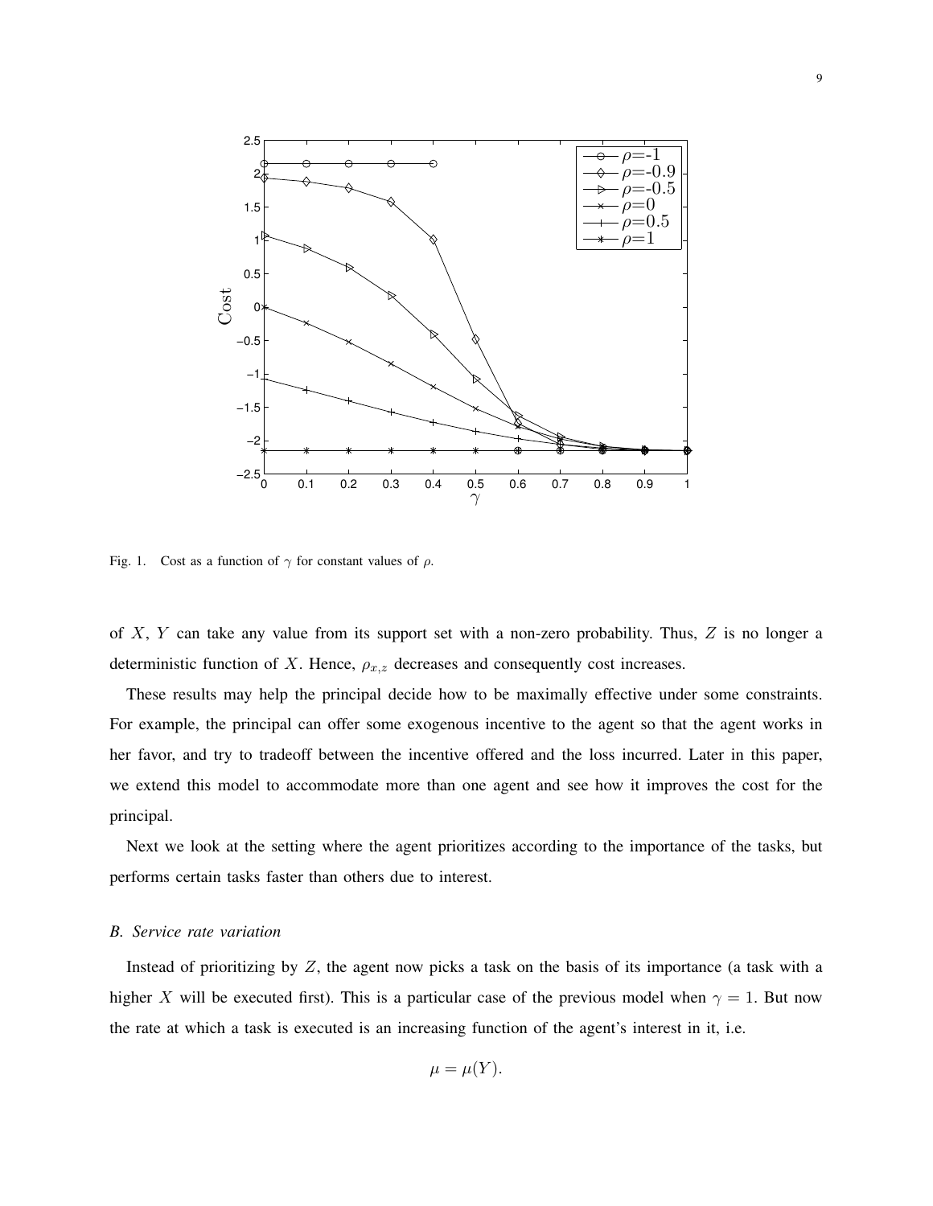Fig. 1. Cost as a function of $\gamma$ for constant values of $\rho$.

of $X$, $Y$ can take any value from its support set with a non-zero probability. Thus, $Z$ is no longer a deterministic function of $X$. Hence, $\rho_{x,z}$ decreases and consequently cost increases.

These results may help the principal decide how to be maximally effective under some constraints. For example, the principal can offer some exogenous incentive to the agent so that the agent works in her favor, and try to tradeoff between the incentive offered and the loss incurred. Later in this paper, we extend this model to accommodate more than one agent and see how it improves the cost for the principal.

Next we look at the setting where the agent prioritizes according to the importance of the tasks, but performs certain tasks faster than others due to interest.

### *B. Service rate variation*

Instead of prioritizing by $Z$, the agent now picks a task on the basis of its importance (a task with a higher $X$ will be executed first). This is a particular case of the previous model when $\gamma = 1$. But now the rate at which a task is executed is an increasing function of the agent's interest in it, i.e.

$$\mu = \mu(Y).$$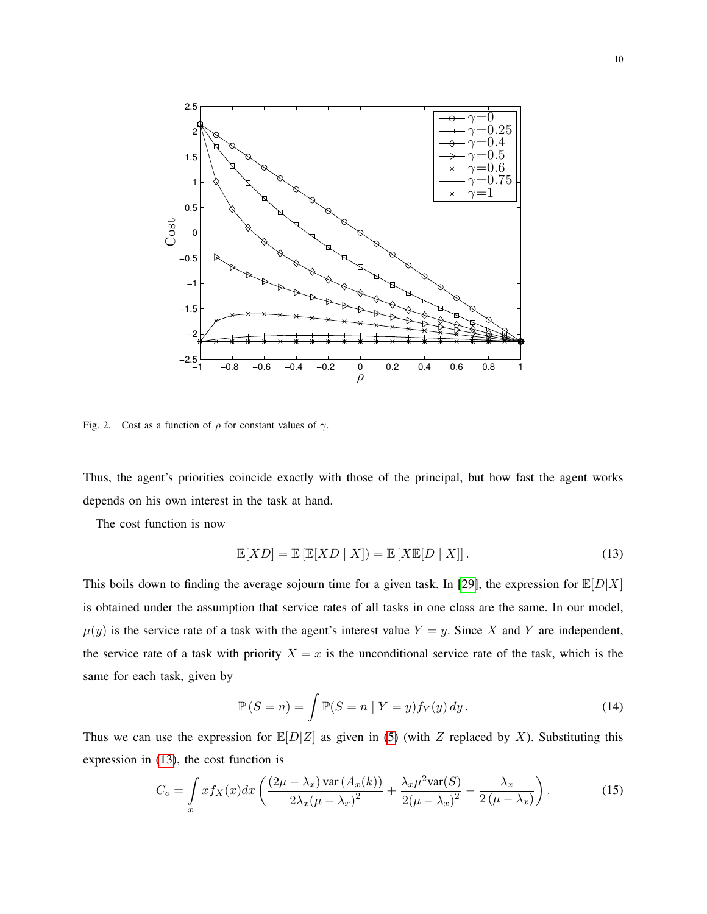Fig. 2. Cost as a function of $\rho$ for constant values of $\gamma$.

Thus, the agent's priorities coincide exactly with those of the principal, but how fast the agent works depends on his own interest in the task at hand.

The cost function is now

$$\mathbb{E}[XD] = \mathbb{E}\left[\mathbb{E}[XD \mid X]\right) = \mathbb{E}\left[X\mathbb{E}[D \mid X]\right]. \tag{13}$$

This boils down to finding the average sojourn time for a given task. In [29], the expression for $\mathbb{E}[D|X]$ is obtained under the assumption that service rates of all tasks in one class are the same. In our model, $\mu(y)$ is the service rate of a task with the agent's interest value $Y = y$. Since $X$ and $Y$ are independent, the service rate of a task with priority $X = x$ is the unconditional service rate of the task, which is the same for each task, given by

$$\mathbb{P}\left(S = n\right) = \int \mathbb{P}(S = n \mid Y = y) f_Y(y)\, dy\,. \tag{14}$$

Thus we can use the expression for $\mathbb{E}[D|Z]$ as given in (5) (with $Z$ replaced by $X$). Substituting this expression in (13), the cost function is

$$C_o = \int_x x f_X(x) dx \left( \frac{(2\mu - \lambda_x)\,\mathrm{var}\left(A_x(k)\right)}{2\lambda_x(\mu - \lambda_x)^2} + \frac{\lambda_x \mu^2 \mathrm{var}(S)}{2(\mu - \lambda_x)^2} - \frac{\lambda_x}{2\left(\mu - \lambda_x\right)} \right). \tag{15}$$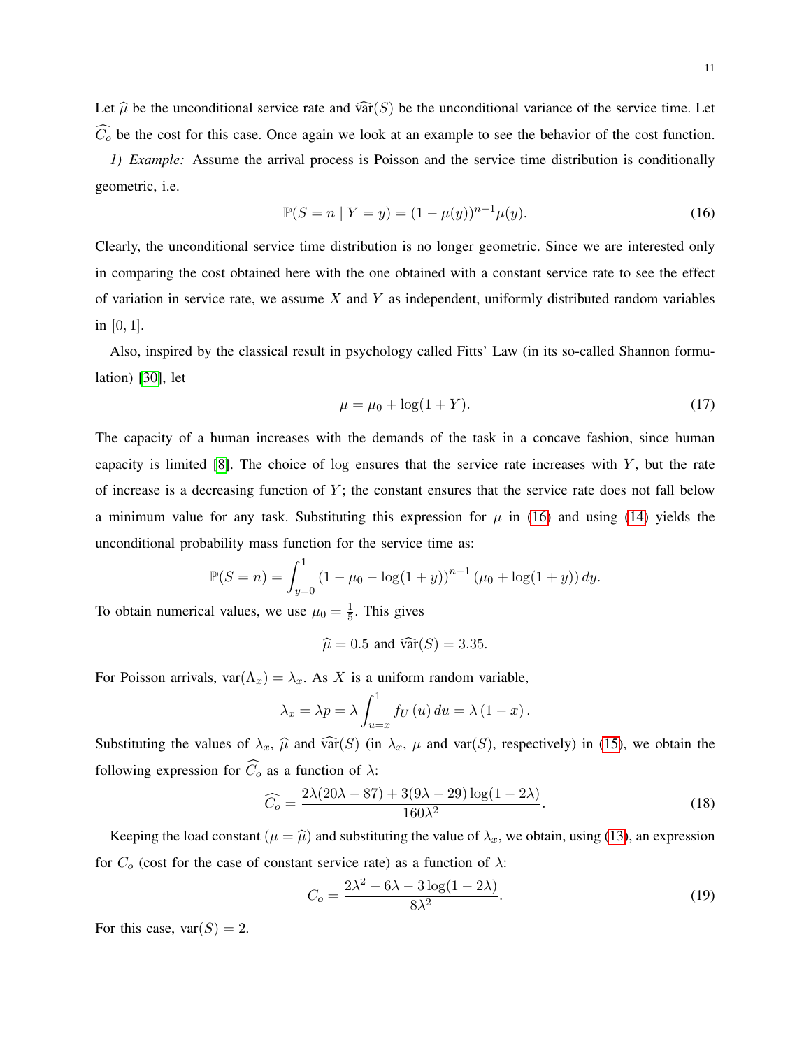Let $\widehat{\mu}$ be the unconditional service rate and $\widehat{\text{var}}(S)$ be the unconditional variance of the service time. Let $\widehat{C_o}$ be the cost for this case. Once again we look at an example to see the behavior of the cost function.

*1) Example:* Assume the arrival process is Poisson and the service time distribution is conditionally geometric, i.e.

$$\mathbb{P}(S = n \mid Y = y) = (1 - \mu(y))^{n-1} \mu(y). \tag{16}$$

Clearly, the unconditional service time distribution is no longer geometric. Since we are interested only in comparing the cost obtained here with the one obtained with a constant service rate to see the effect of variation in service rate, we assume $X$ and $Y$ as independent, uniformly distributed random variables in $[0, 1]$.

Also, inspired by the classical result in psychology called Fitts' Law (in its so-called Shannon formulation) [30], let

$$\mu = \mu_0 + \log(1 + Y). \tag{17}$$

The capacity of a human increases with the demands of the task in a concave fashion, since human capacity is limited [8]. The choice of $\log$ ensures that the service rate increases with $Y$, but the rate of increase is a decreasing function of $Y$; the constant ensures that the service rate does not fall below a minimum value for any task. Substituting this expression for $\mu$ in (16) and using (14) yields the unconditional probability mass function for the service time as:

$$\mathbb{P}(S = n) = \int_{y=0}^{1} \left(1 - \mu_0 - \log(1 + y)\right)^{n-1} \left(\mu_0 + \log(1 + y)\right) dy.$$

To obtain numerical values, we use $\mu_0 = \frac{1}{5}$. This gives

$$\widehat{\mu} = 0.5 \text{ and } \widehat{\text{var}}(S) = 3.35.$$

For Poisson arrivals, $\text{var}(\Lambda_x) = \lambda_x$. As $X$ is a uniform random variable,

$$\lambda_x = \lambda p = \lambda \int_{u=x}^{1} f_U(u)\, du = \lambda (1 - x).$$

Substituting the values of $\lambda_x$, $\widehat{\mu}$ and $\widehat{\text{var}}(S)$ (in $\lambda_x$, $\mu$ and $\text{var}(S)$, respectively) in (15), we obtain the following expression for $\widehat{C_o}$ as a function of $\lambda$:

$$\widehat{C_o} = \frac{2\lambda(20\lambda - 87) + 3(9\lambda - 29)\log(1 - 2\lambda)}{160\lambda^2}. \tag{18}$$

Keeping the load constant ($\mu = \widehat{\mu}$) and substituting the value of $\lambda_x$, we obtain, using (13), an expression for $C_o$ (cost for the case of constant service rate) as a function of $\lambda$:

$$C_o = \frac{2\lambda^2 - 6\lambda - 3\log(1 - 2\lambda)}{8\lambda^2}. \tag{19}$$

For this case, $\text{var}(S) = 2$.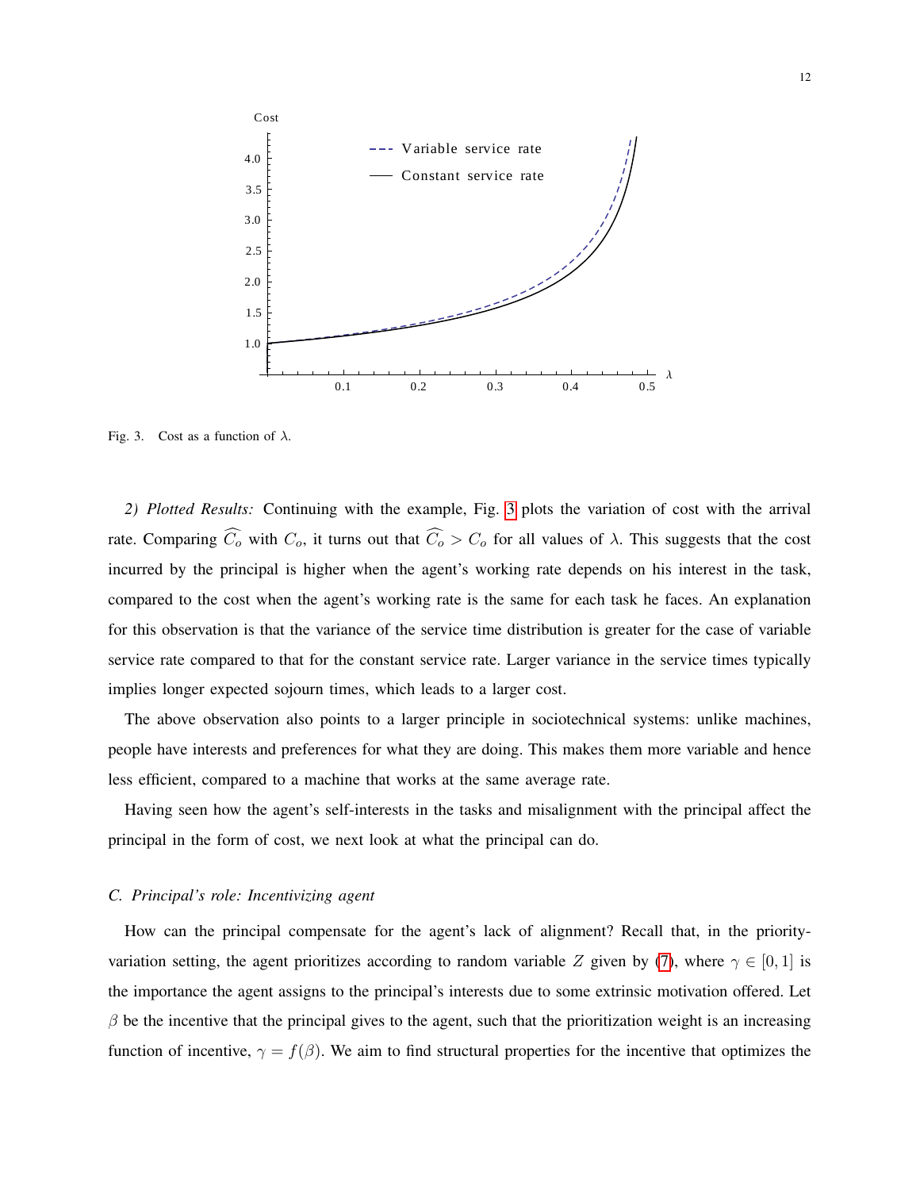Fig. 3. Cost as a function of $\lambda$.

*2) Plotted Results:* Continuing with the example, Fig. 3 plots the variation of cost with the arrival rate. Comparing $\widehat{C_o}$ with $C_o$, it turns out that $\widehat{C_o} > C_o$ for all values of $\lambda$. This suggests that the cost incurred by the principal is higher when the agent's working rate depends on his interest in the task, compared to the cost when the agent's working rate is the same for each task he faces. An explanation for this observation is that the variance of the service time distribution is greater for the case of variable service rate compared to that for the constant service rate. Larger variance in the service times typically implies longer expected sojourn times, which leads to a larger cost.

The above observation also points to a larger principle in sociotechnical systems: unlike machines, people have interests and preferences for what they are doing. This makes them more variable and hence less efficient, compared to a machine that works at the same average rate.

Having seen how the agent's self-interests in the tasks and misalignment with the principal affect the principal in the form of cost, we next look at what the principal can do.

### C. Principal's role: Incentivizing agent

How can the principal compensate for the agent's lack of alignment? Recall that, in the priority-variation setting, the agent prioritizes according to random variable $Z$ given by (7), where $\gamma \in [0, 1]$ is the importance the agent assigns to the principal's interests due to some extrinsic motivation offered. Let $\beta$ be the incentive that the principal gives to the agent, such that the prioritization weight is an increasing function of incentive, $\gamma = f(\beta)$. We aim to find structural properties for the incentive that optimizes the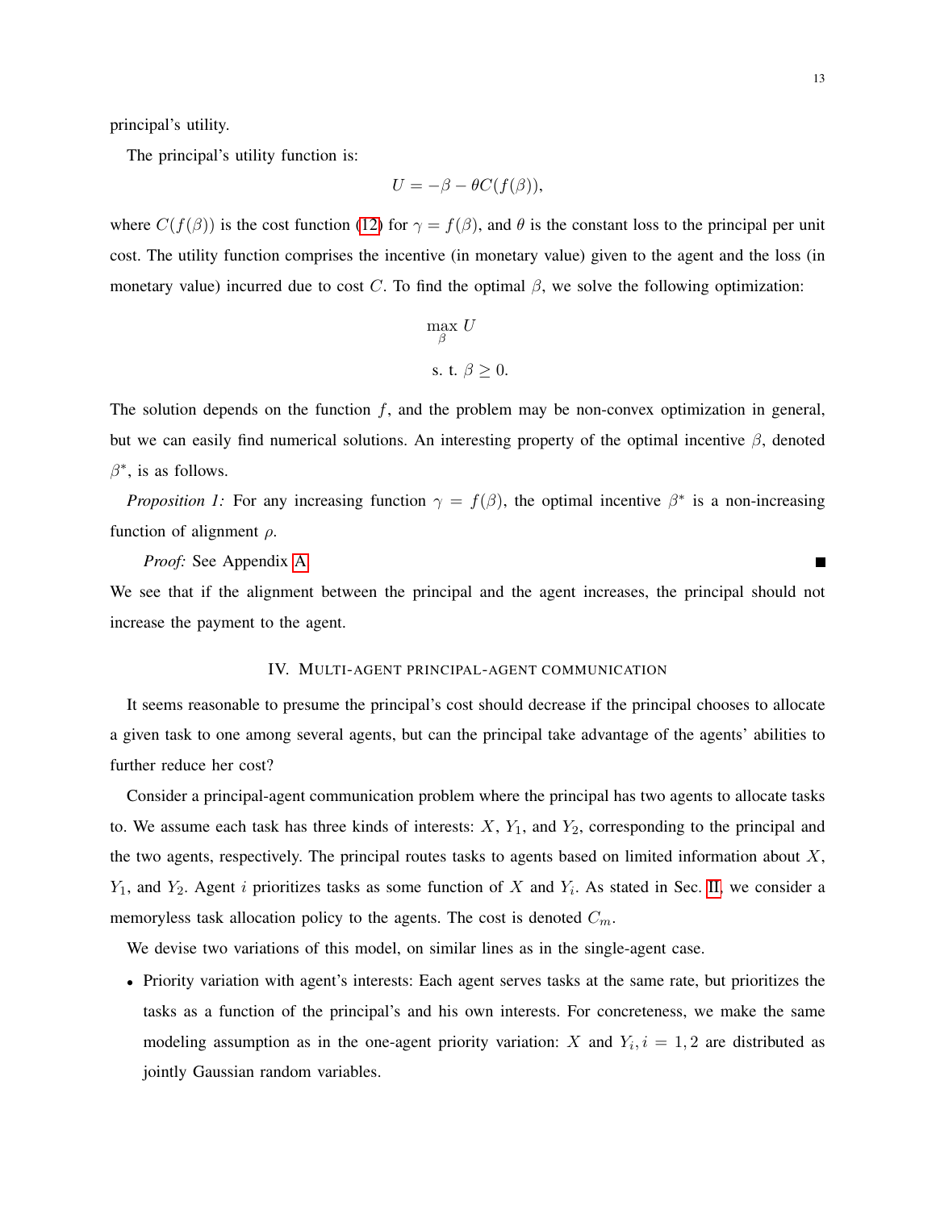principal's utility.

The principal's utility function is:

$$U = -\beta - \theta C(f(\beta)),$$

where $C(f(\beta))$ is the cost function (12) for $\gamma = f(\beta)$, and $\theta$ is the constant loss to the principal per unit cost. The utility function comprises the incentive (in monetary value) given to the agent and the loss (in monetary value) incurred due to cost $C$. To find the optimal $\beta$, we solve the following optimization:

$$\max_{\beta} U$$

$$\text{s. t. } \beta \geq 0.$$

The solution depends on the function $f$, and the problem may be non-convex optimization in general, but we can easily find numerical solutions. An interesting property of the optimal incentive $\beta$, denoted $\beta^*$, is as follows.

*Proposition 1:* For any increasing function $\gamma = f(\beta)$, the optimal incentive $\beta^*$ is a non-increasing function of alignment $\rho$.

*Proof:* See Appendix A. ■

We see that if the alignment between the principal and the agent increases, the principal should not increase the payment to the agent.

## IV. Multi-agent principal-agent communication

It seems reasonable to presume the principal's cost should decrease if the principal chooses to allocate a given task to one among several agents, but can the principal take advantage of the agents' abilities to further reduce her cost?

Consider a principal-agent communication problem where the principal has two agents to allocate tasks to. We assume each task has three kinds of interests: $X$, $Y_1$, and $Y_2$, corresponding to the principal and the two agents, respectively. The principal routes tasks to agents based on limited information about $X$, $Y_1$, and $Y_2$. Agent $i$ prioritizes tasks as some function of $X$ and $Y_i$. As stated in Sec. II, we consider a memoryless task allocation policy to the agents. The cost is denoted $C_m$.

We devise two variations of this model, on similar lines as in the single-agent case.

- Priority variation with agent's interests: Each agent serves tasks at the same rate, but prioritizes the tasks as a function of the principal's and his own interests. For concreteness, we make the same modeling assumption as in the one-agent priority variation: $X$ and $Y_i, i = 1, 2$ are distributed as jointly Gaussian random variables.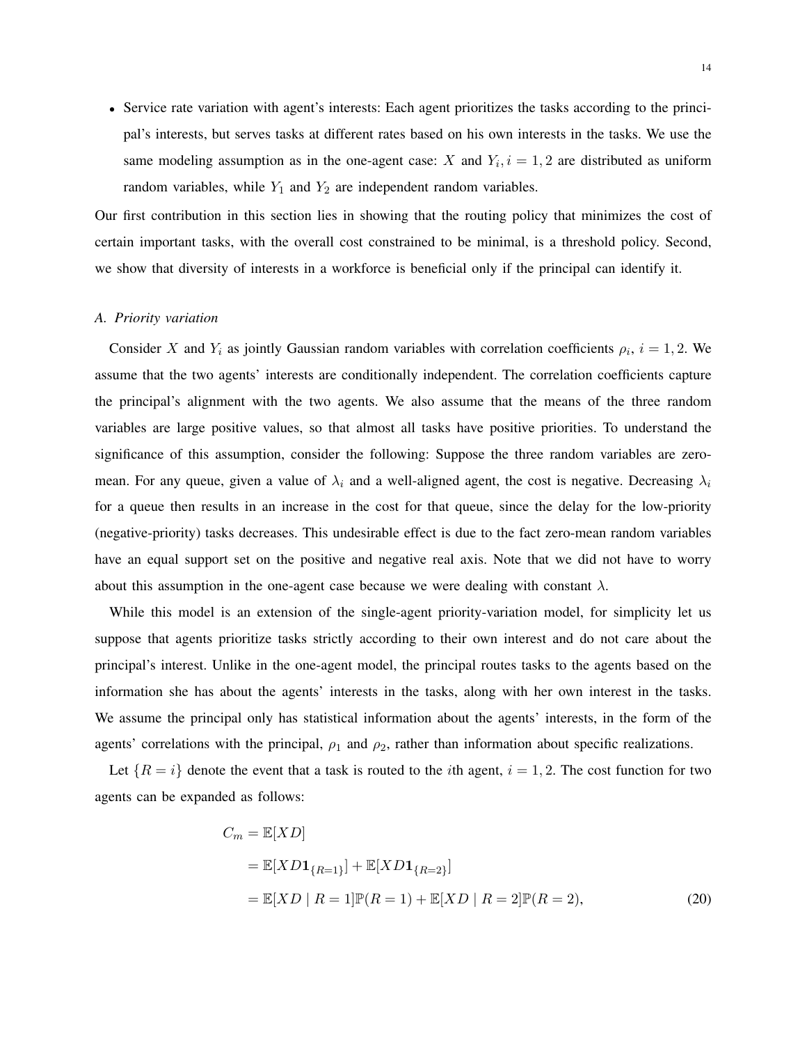- Service rate variation with agent's interests: Each agent prioritizes the tasks according to the principal's interests, but serves tasks at different rates based on his own interests in the tasks. We use the same modeling assumption as in the one-agent case: $X$ and $Y_i, i = 1, 2$ are distributed as uniform random variables, while $Y_1$ and $Y_2$ are independent random variables.

Our first contribution in this section lies in showing that the routing policy that minimizes the cost of certain important tasks, with the overall cost constrained to be minimal, is a threshold policy. Second, we show that diversity of interests in a workforce is beneficial only if the principal can identify it.

### *A. Priority variation*

Consider $X$ and $Y_i$ as jointly Gaussian random variables with correlation coefficients $\rho_i$, $i = 1, 2$. We assume that the two agents' interests are conditionally independent. The correlation coefficients capture the principal's alignment with the two agents. We also assume that the means of the three random variables are large positive values, so that almost all tasks have positive priorities. To understand the significance of this assumption, consider the following: Suppose the three random variables are zero-mean. For any queue, given a value of $\lambda_i$ and a well-aligned agent, the cost is negative. Decreasing $\lambda_i$ for a queue then results in an increase in the cost for that queue, since the delay for the low-priority (negative-priority) tasks decreases. This undesirable effect is due to the fact zero-mean random variables have an equal support set on the positive and negative real axis. Note that we did not have to worry about this assumption in the one-agent case because we were dealing with constant $\lambda$.

While this model is an extension of the single-agent priority-variation model, for simplicity let us suppose that agents prioritize tasks strictly according to their own interest and do not care about the principal's interest. Unlike in the one-agent model, the principal routes tasks to the agents based on the information she has about the agents' interests in the tasks, along with her own interest in the tasks. We assume the principal only has statistical information about the agents' interests, in the form of the agents' correlations with the principal, $\rho_1$ and $\rho_2$, rather than information about specific realizations.

Let $\{R = i\}$ denote the event that a task is routed to the $i$th agent, $i = 1, 2$. The cost function for two agents can be expanded as follows:

$$
\begin{aligned}
C_m &= \mathbb{E}[XD] \\
&= \mathbb{E}[XD\mathbf{1}_{\{R=1\}}] + \mathbb{E}[XD\mathbf{1}_{\{R=2\}}] \\
&= \mathbb{E}[XD \mid R = 1]\mathbb{P}(R = 1) + \mathbb{E}[XD \mid R = 2]\mathbb{P}(R = 2),
\end{aligned}
\tag{20}
$$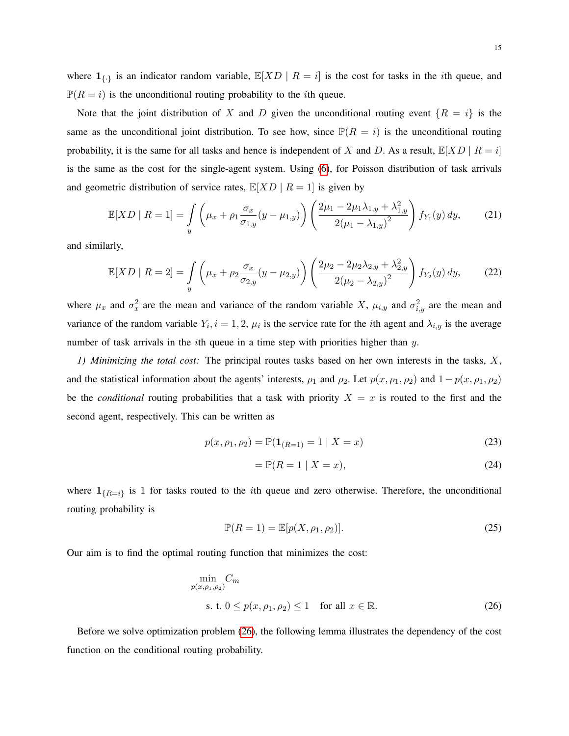where $\mathbf{1}_{\{\cdot\}}$ is an indicator random variable, $\mathbb{E}[XD \mid R = i]$ is the cost for tasks in the $i$th queue, and $\mathbb{P}(R = i)$ is the unconditional routing probability to the $i$th queue.

Note that the joint distribution of $X$ and $D$ given the unconditional routing event $\{R = i\}$ is the same as the unconditional joint distribution. To see how, since $\mathbb{P}(R = i)$ is the unconditional routing probability, it is the same for all tasks and hence is independent of $X$ and $D$. As a result, $\mathbb{E}[XD \mid R = i]$ is the same as the cost for the single-agent system. Using (6), for Poisson distribution of task arrivals and geometric distribution of service rates, $\mathbb{E}[XD \mid R = 1]$ is given by

$$\mathbb{E}[XD \mid R = 1] = \int\limits_{y} \left(\mu_x + \rho_1 \frac{\sigma_x}{\sigma_{1,y}}(y - \mu_{1,y})\right) \left(\frac{2\mu_1 - 2\mu_1\lambda_{1,y} + \lambda_{1,y}^2}{2(\mu_1 - \lambda_{1,y})^2}\right) f_{Y_1}(y)\, dy, \tag{21}$$

and similarly,

$$\mathbb{E}[XD \mid R = 2] = \int\limits_{y} \left(\mu_x + \rho_2 \frac{\sigma_x}{\sigma_{2,y}}(y - \mu_{2,y})\right) \left(\frac{2\mu_2 - 2\mu_2\lambda_{2,y} + \lambda_{2,y}^2}{2(\mu_2 - \lambda_{2,y})^2}\right) f_{Y_2}(y)\, dy, \tag{22}$$

where $\mu_x$ and $\sigma_x^2$ are the mean and variance of the random variable $X$, $\mu_{i,y}$ and $\sigma_{i,y}^2$ are the mean and variance of the random variable $Y_i, i = 1, 2$, $\mu_i$ is the service rate for the $i$th agent and $\lambda_{i,y}$ is the average number of task arrivals in the $i$th queue in a time step with priorities higher than $y$.

*1) Minimizing the total cost:* The principal routes tasks based on her own interests in the tasks, $X$, and the statistical information about the agents' interests, $\rho_1$ and $\rho_2$. Let $p(x, \rho_1, \rho_2)$ and $1 - p(x, \rho_1, \rho_2)$ be the *conditional* routing probabilities that a task with priority $X = x$ is routed to the first and the second agent, respectively. This can be written as

$$p(x, \rho_1, \rho_2) = \mathbb{P}(\mathbf{1}_{(R=1)} = 1 \mid X = x) \tag{23}$$

$$= \mathbb{P}(R = 1 \mid X = x), \tag{24}$$

where $\mathbf{1}_{\{R=i\}}$ is 1 for tasks routed to the $i$th queue and zero otherwise. Therefore, the unconditional routing probability is

$$\mathbb{P}(R = 1) = \mathbb{E}[p(X, \rho_1, \rho_2)]. \tag{25}$$

Our aim is to find the optimal routing function that minimizes the cost:

$$\begin{aligned} &\min_{p(x,\rho_1,\rho_2)} C_m \\ &\text{s. t. } 0 \leq p(x, \rho_1, \rho_2) \leq 1 \quad \text{for all } x \in \mathbb{R}. \end{aligned} \tag{26}$$

Before we solve optimization problem (26), the following lemma illustrates the dependency of the cost function on the conditional routing probability.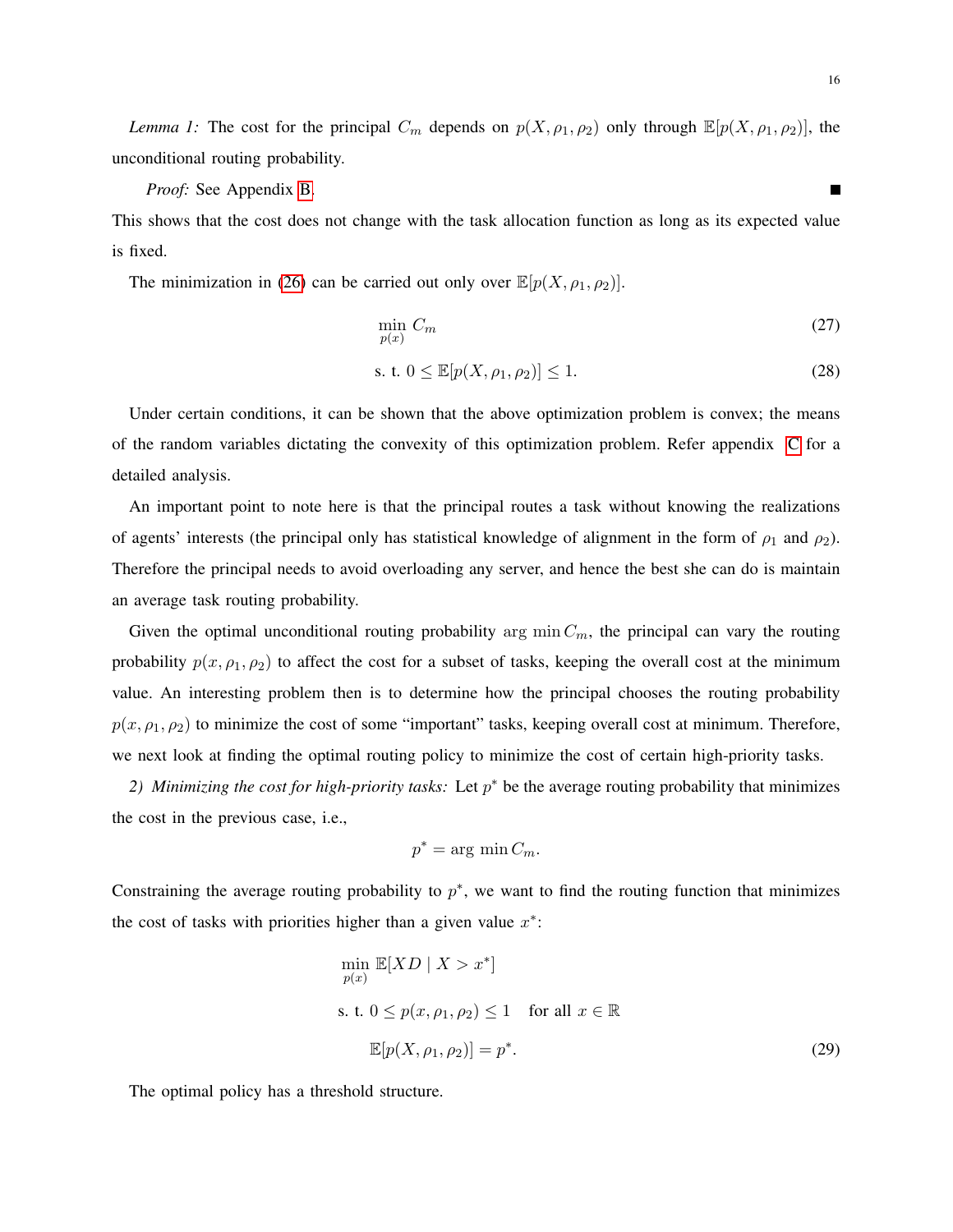*Lemma 1:* The cost for the principal $C_m$ depends on $p(X, \rho_1, \rho_2)$ only through $\mathbb{E}[p(X, \rho_1, \rho_2)]$, the unconditional routing probability.

*Proof:* See Appendix B. ■

This shows that the cost does not change with the task allocation function as long as its expected value is fixed.

The minimization in (26) can be carried out only over $\mathbb{E}[p(X, \rho_1, \rho_2)]$.

$$\min_{p(x)} C_m \tag{27}$$

$$\text{s. t. } 0 \leq \mathbb{E}[p(X, \rho_1, \rho_2)] \leq 1. \tag{28}$$

Under certain conditions, it can be shown that the above optimization problem is convex; the means of the random variables dictating the convexity of this optimization problem. Refer appendix C for a detailed analysis.

An important point to note here is that the principal routes a task without knowing the realizations of agents' interests (the principal only has statistical knowledge of alignment in the form of $\rho_1$ and $\rho_2$). Therefore the principal needs to avoid overloading any server, and hence the best she can do is maintain an average task routing probability.

Given the optimal unconditional routing probability $\arg\min C_m$, the principal can vary the routing probability $p(x, \rho_1, \rho_2)$ to affect the cost for a subset of tasks, keeping the overall cost at the minimum value. An interesting problem then is to determine how the principal chooses the routing probability $p(x, \rho_1, \rho_2)$ to minimize the cost of some "important" tasks, keeping overall cost at minimum. Therefore, we next look at finding the optimal routing policy to minimize the cost of certain high-priority tasks.

*2) Minimizing the cost for high-priority tasks:* Let $p^*$ be the average routing probability that minimizes the cost in the previous case, i.e.,

$$p^* = \arg\min C_m.$$

Constraining the average routing probability to $p^*$, we want to find the routing function that minimizes the cost of tasks with priorities higher than a given value $x^*$:

$$\begin{aligned} &\min_{p(x)} \mathbb{E}[XD \mid X > x^*] \\ &\text{s. t. } 0 \leq p(x, \rho_1, \rho_2) \leq 1 \quad \text{for all } x \in \mathbb{R} \\ &\qquad \mathbb{E}[p(X, \rho_1, \rho_2)] = p^*. \end{aligned} \tag{29}$$

The optimal policy has a threshold structure.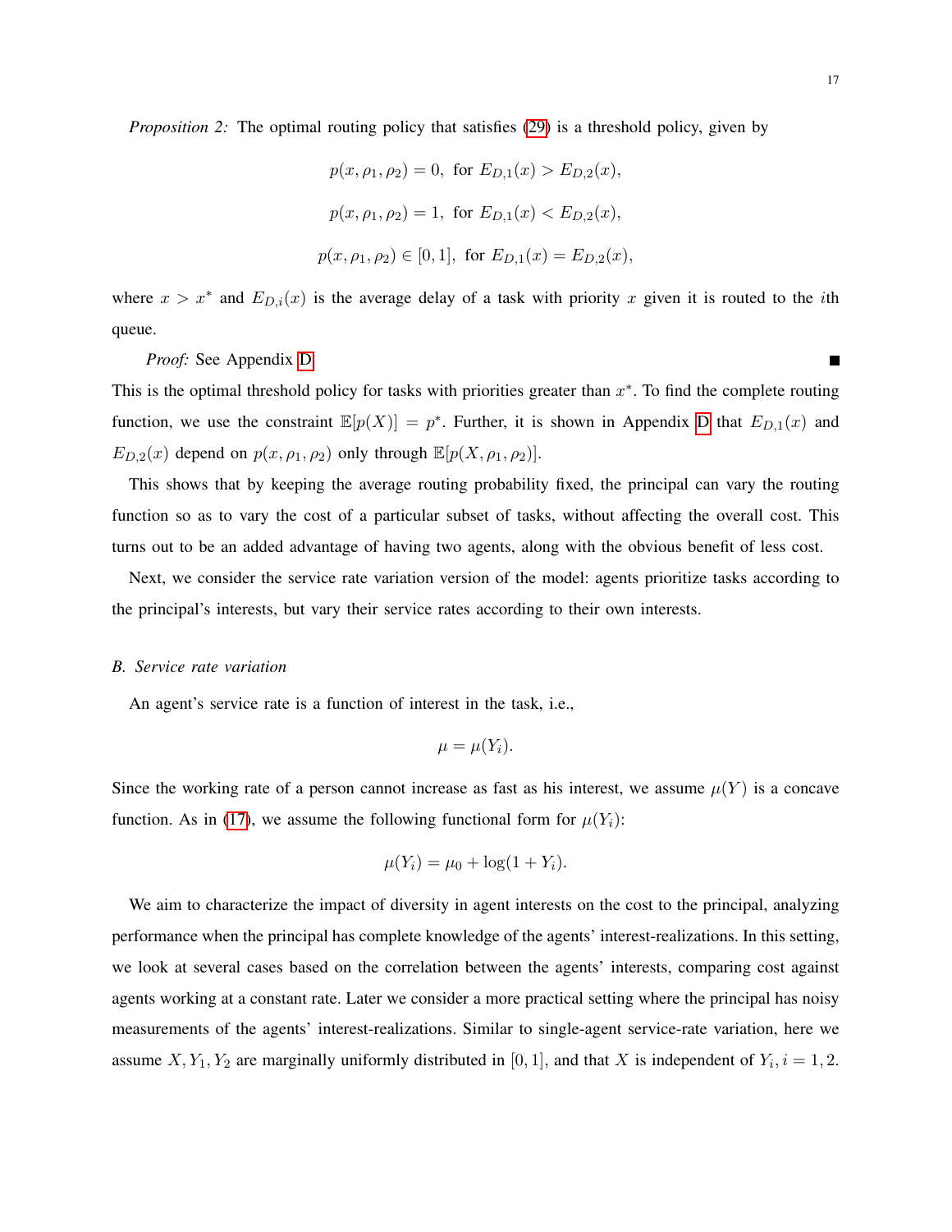*Proposition 2:* The optimal routing policy that satisfies (29) is a threshold policy, given by

$$p(x, \rho_1, \rho_2) = 0, \text{ for } E_{D,1}(x) > E_{D,2}(x),$$

$$p(x, \rho_1, \rho_2) = 1, \text{ for } E_{D,1}(x) < E_{D,2}(x),$$

$$p(x, \rho_1, \rho_2) \in [0, 1], \text{ for } E_{D,1}(x) = E_{D,2}(x),$$

where $x > x^*$ and $E_{D,i}(x)$ is the average delay of a task with priority $x$ given it is routed to the $i$th queue.

*Proof:* See Appendix D ■

This is the optimal threshold policy for tasks with priorities greater than $x^*$. To find the complete routing function, we use the constraint $\mathbb{E}[p(X)] = p^*$. Further, it is shown in Appendix D that $E_{D,1}(x)$ and $E_{D,2}(x)$ depend on $p(x, \rho_1, \rho_2)$ only through $\mathbb{E}[p(X, \rho_1, \rho_2)]$.

This shows that by keeping the average routing probability fixed, the principal can vary the routing function so as to vary the cost of a particular subset of tasks, without affecting the overall cost. This turns out to be an added advantage of having two agents, along with the obvious benefit of less cost.

Next, we consider the service rate variation version of the model: agents prioritize tasks according to the principal's interests, but vary their service rates according to their own interests.

### B. Service rate variation

An agent's service rate is a function of interest in the task, i.e.,

$$\mu = \mu(Y_i).$$

Since the working rate of a person cannot increase as fast as his interest, we assume $\mu(Y)$ is a concave function. As in (17), we assume the following functional form for $\mu(Y_i)$:

$$\mu(Y_i) = \mu_0 + \log(1 + Y_i).$$

We aim to characterize the impact of diversity in agent interests on the cost to the principal, analyzing performance when the principal has complete knowledge of the agents' interest-realizations. In this setting, we look at several cases based on the correlation between the agents' interests, comparing cost against agents working at a constant rate. Later we consider a more practical setting where the principal has noisy measurements of the agents' interest-realizations. Similar to single-agent service-rate variation, here we assume $X, Y_1, Y_2$ are marginally uniformly distributed in $[0, 1]$, and that $X$ is independent of $Y_i, i = 1, 2$.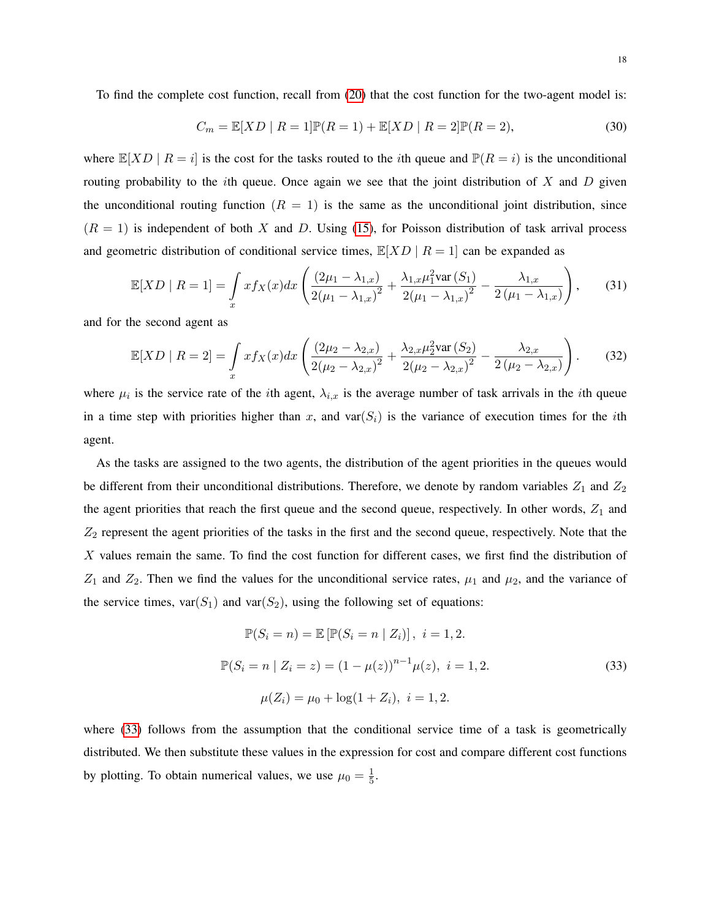To find the complete cost function, recall from (20) that the cost function for the two-agent model is:

$$C_m = \mathbb{E}[XD \mid R=1]\mathbb{P}(R=1) + \mathbb{E}[XD \mid R=2]\mathbb{P}(R=2), \tag{30}$$

where $\mathbb{E}[XD \mid R=i]$ is the cost for the tasks routed to the $i$th queue and $\mathbb{P}(R=i)$ is the unconditional routing probability to the $i$th queue. Once again we see that the joint distribution of $X$ and $D$ given the unconditional routing function $(R=1)$ is the same as the unconditional joint distribution, since $(R=1)$ is independent of both $X$ and $D$. Using (15), for Poisson distribution of task arrival process and geometric distribution of conditional service times, $\mathbb{E}[XD \mid R=1]$ can be expanded as

$$\mathbb{E}[XD \mid R=1] = \int_x x f_X(x) dx \left( \frac{(2\mu_1 - \lambda_{1,x})}{2(\mu_1 - \lambda_{1,x})^2} + \frac{\lambda_{1,x}\mu_1^2 \text{var}(S_1)}{2(\mu_1 - \lambda_{1,x})^2} - \frac{\lambda_{1,x}}{2(\mu_1 - \lambda_{1,x})} \right), \tag{31}$$

and for the second agent as

$$\mathbb{E}[XD \mid R=2] = \int_x x f_X(x) dx \left( \frac{(2\mu_2 - \lambda_{2,x})}{2(\mu_2 - \lambda_{2,x})^2} + \frac{\lambda_{2,x}\mu_2^2 \text{var}(S_2)}{2(\mu_2 - \lambda_{2,x})^2} - \frac{\lambda_{2,x}}{2(\mu_2 - \lambda_{2,x})} \right). \tag{32}$$

where $\mu_i$ is the service rate of the $i$th agent, $\lambda_{i,x}$ is the average number of task arrivals in the $i$th queue in a time step with priorities higher than $x$, and $\text{var}(S_i)$ is the variance of execution times for the $i$th agent.

As the tasks are assigned to the two agents, the distribution of the agent priorities in the queues would be different from their unconditional distributions. Therefore, we denote by random variables $Z_1$ and $Z_2$ the agent priorities that reach the first queue and the second queue, respectively. In other words, $Z_1$ and $Z_2$ represent the agent priorities of the tasks in the first and the second queue, respectively. Note that the $X$ values remain the same. To find the cost function for different cases, we first find the distribution of $Z_1$ and $Z_2$. Then we find the values for the unconditional service rates, $\mu_1$ and $\mu_2$, and the variance of the service times, $\text{var}(S_1)$ and $\text{var}(S_2)$, using the following set of equations:

$$\begin{aligned} \mathbb{P}(S_i = n) &= \mathbb{E}\left[\mathbb{P}(S_i = n \mid Z_i)\right], \ i = 1, 2. \\ \mathbb{P}(S_i = n \mid Z_i = z) &= (1 - \mu(z))^{n-1}\mu(z), \ i = 1, 2. \\ \mu(Z_i) &= \mu_0 + \log(1 + Z_i), \ i = 1, 2. \end{aligned} \tag{33}$$

where (33) follows from the assumption that the conditional service time of a task is geometrically distributed. We then substitute these values in the expression for cost and compare different cost functions by plotting. To obtain numerical values, we use $\mu_0 = \frac{1}{5}$.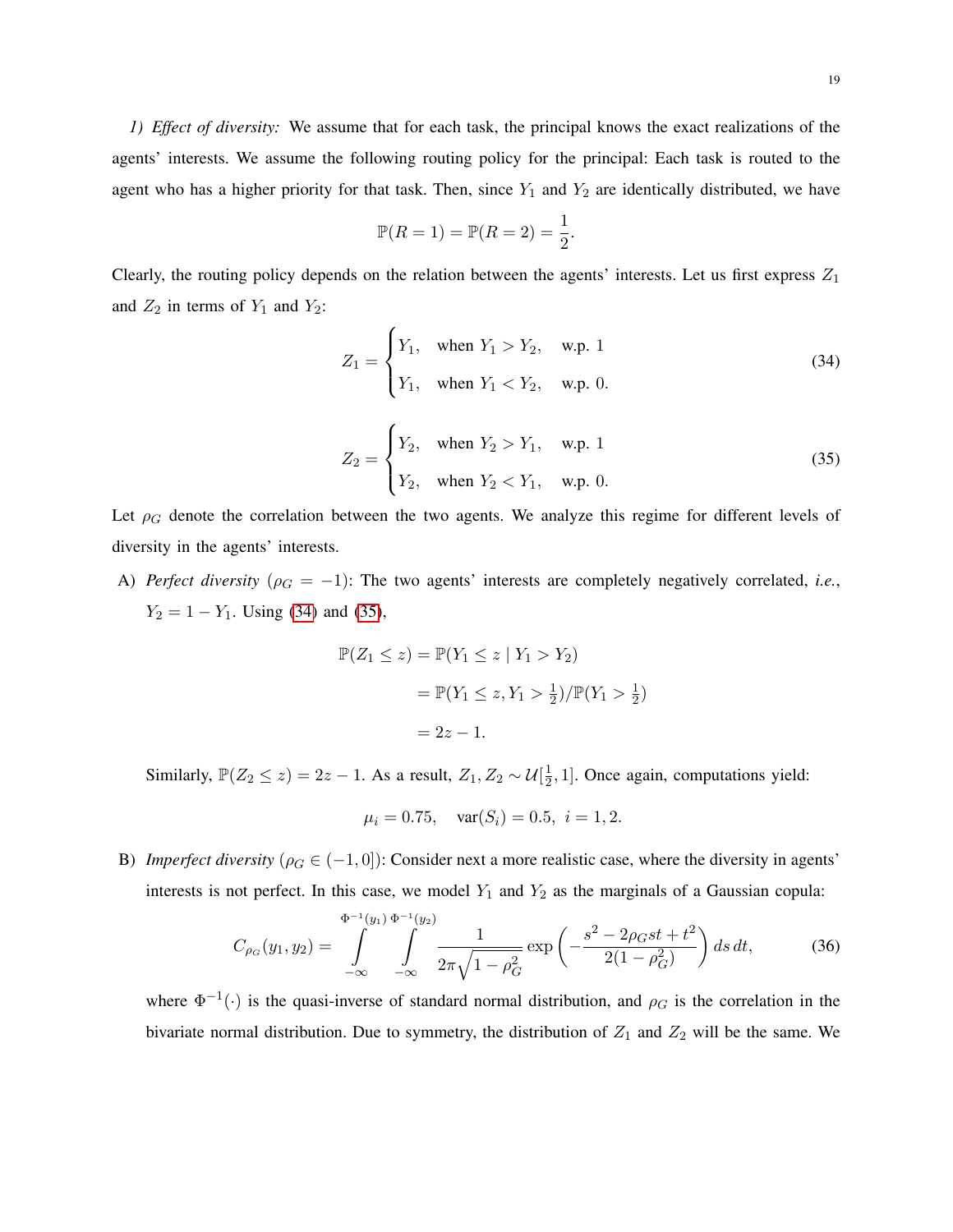*1) Effect of diversity:* We assume that for each task, the principal knows the exact realizations of the agents' interests. We assume the following routing policy for the principal: Each task is routed to the agent who has a higher priority for that task. Then, since $Y_1$ and $Y_2$ are identically distributed, we have

$$\mathbb{P}(R = 1) = \mathbb{P}(R = 2) = \frac{1}{2}.$$

Clearly, the routing policy depends on the relation between the agents' interests. Let us first express $Z_1$ and $Z_2$ in terms of $Y_1$ and $Y_2$:

$$Z_1 = \begin{cases} Y_1, & \text{when } Y_1 > Y_2, \quad \text{w.p. } 1 \\ Y_1, & \text{when } Y_1 < Y_2, \quad \text{w.p. } 0. \end{cases} \tag{34}$$

$$Z_2 = \begin{cases} Y_2, & \text{when } Y_2 > Y_1, \quad \text{w.p. } 1 \\ Y_2, & \text{when } Y_2 < Y_1, \quad \text{w.p. } 0. \end{cases} \tag{35}$$

Let $\rho_G$ denote the correlation between the two agents. We analyze this regime for different levels of diversity in the agents' interests.

A) *Perfect diversity* ($\rho_G = -1$): The two agents' interests are completely negatively correlated, *i.e.*, $Y_2 = 1 - Y_1$. Using (34) and (35),

$$\begin{aligned} \mathbb{P}(Z_1 \leq z) &= \mathbb{P}(Y_1 \leq z \mid Y_1 > Y_2) \\ &= \mathbb{P}(Y_1 \leq z, Y_1 > \tfrac{1}{2}) / \mathbb{P}(Y_1 > \tfrac{1}{2}) \\ &= 2z - 1. \end{aligned}$$

Similarly, $\mathbb{P}(Z_2 \leq z) = 2z - 1$. As a result, $Z_1, Z_2 \sim \mathcal{U}[\frac{1}{2}, 1]$. Once again, computations yield:

$$\mu_i = 0.75, \quad \text{var}(S_i) = 0.5, \; i = 1, 2.$$

B) *Imperfect diversity* ($\rho_G \in (-1, 0]$): Consider next a more realistic case, where the diversity in agents' interests is not perfect. In this case, we model $Y_1$ and $Y_2$ as the marginals of a Gaussian copula:

$$C_{\rho_G}(y_1, y_2) = \int_{-\infty}^{\Phi^{-1}(y_1)} \int_{-\infty}^{\Phi^{-1}(y_2)} \frac{1}{2\pi\sqrt{1 - \rho_G^2}} \exp\left( -\frac{s^2 - 2\rho_G st + t^2}{2(1 - \rho_G^2)} \right) ds\, dt, \tag{36}$$

where $\Phi^{-1}(\cdot)$ is the quasi-inverse of standard normal distribution, and $\rho_G$ is the correlation in the bivariate normal distribution. Due to symmetry, the distribution of $Z_1$ and $Z_2$ will be the same. We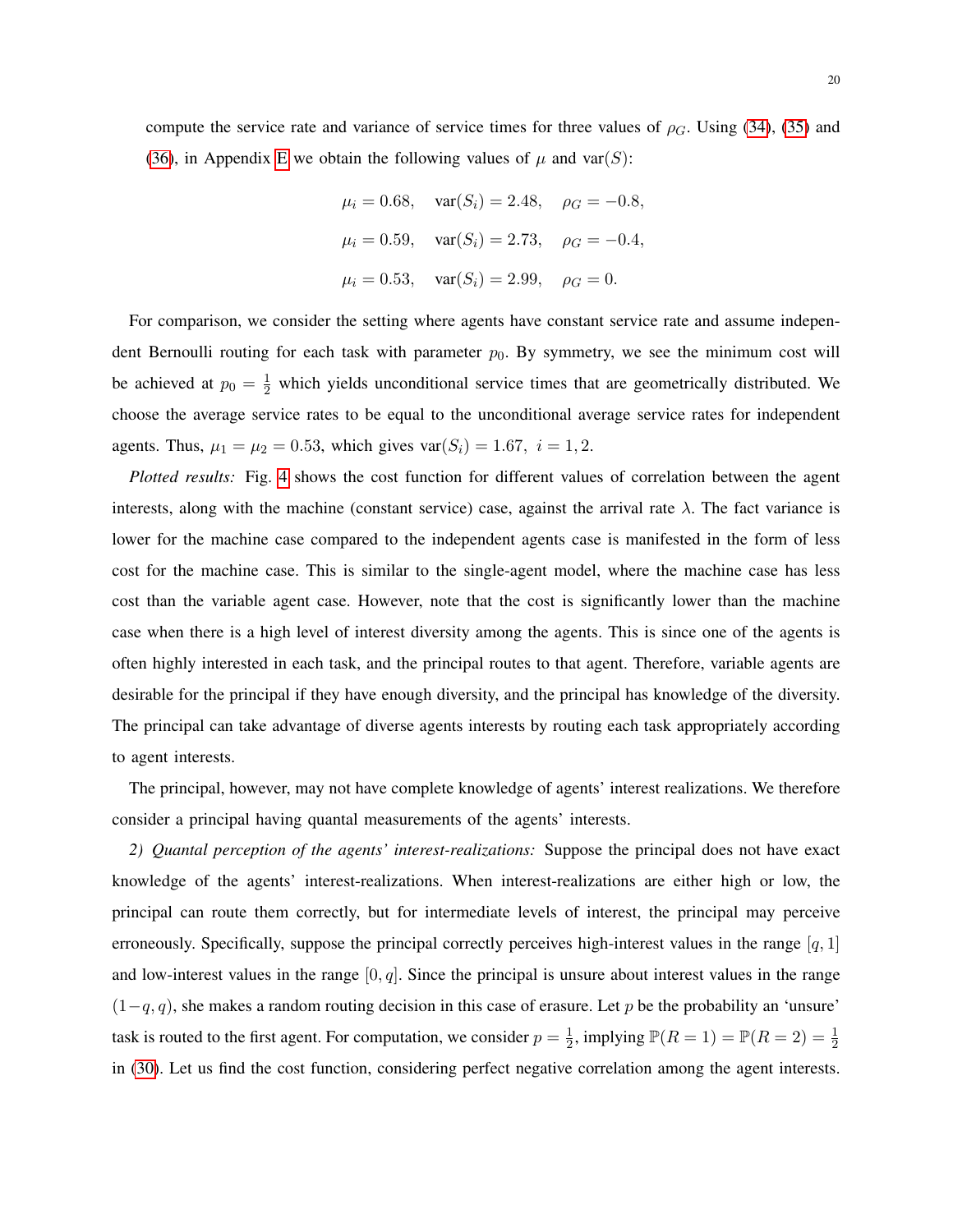compute the service rate and variance of service times for three values of $\rho_G$. Using (34), (35) and (36), in Appendix E we obtain the following values of $\mu$ and $\text{var}(S)$:

$$\mu_i = 0.68, \quad \text{var}(S_i) = 2.48, \quad \rho_G = -0.8,$$

$$\mu_i = 0.59, \quad \text{var}(S_i) = 2.73, \quad \rho_G = -0.4,$$

$$\mu_i = 0.53, \quad \text{var}(S_i) = 2.99, \quad \rho_G = 0.$$

For comparison, we consider the setting where agents have constant service rate and assume independent Bernoulli routing for each task with parameter $p_0$. By symmetry, we see the minimum cost will be achieved at $p_0 = \frac{1}{2}$ which yields unconditional service times that are geometrically distributed. We choose the average service rates to be equal to the unconditional average service rates for independent agents. Thus, $\mu_1 = \mu_2 = 0.53$, which gives $\text{var}(S_i) = 1.67, \ i = 1, 2$.

*Plotted results:* Fig. 4 shows the cost function for different values of correlation between the agent interests, along with the machine (constant service) case, against the arrival rate $\lambda$. The fact variance is lower for the machine case compared to the independent agents case is manifested in the form of less cost for the machine case. This is similar to the single-agent model, where the machine case has less cost than the variable agent case. However, note that the cost is significantly lower than the machine case when there is a high level of interest diversity among the agents. This is since one of the agents is often highly interested in each task, and the principal routes to that agent. Therefore, variable agents are desirable for the principal if they have enough diversity, and the principal has knowledge of the diversity. The principal can take advantage of diverse agents interests by routing each task appropriately according to agent interests.

The principal, however, may not have complete knowledge of agents' interest realizations. We therefore consider a principal having quantal measurements of the agents' interests.

*2) Quantal perception of the agents' interest-realizations:* Suppose the principal does not have exact knowledge of the agents' interest-realizations. When interest-realizations are either high or low, the principal can route them correctly, but for intermediate levels of interest, the principal may perceive erroneously. Specifically, suppose the principal correctly perceives high-interest values in the range $[q, 1]$ and low-interest values in the range $[0, q]$. Since the principal is unsure about interest values in the range $(1-q, q)$, she makes a random routing decision in this case of erasure. Let $p$ be the probability an 'unsure' task is routed to the first agent. For computation, we consider $p = \frac{1}{2}$, implying $\mathbb{P}(R = 1) = \mathbb{P}(R = 2) = \frac{1}{2}$ in (30). Let us find the cost function, considering perfect negative correlation among the agent interests.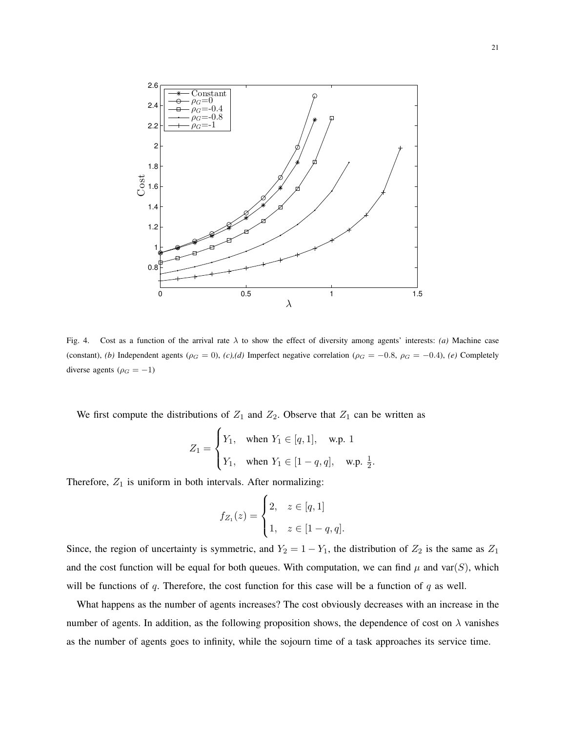Fig. 4. Cost as a function of the arrival rate $\lambda$ to show the effect of diversity among agents' interests: *(a)* Machine case (constant), *(b)* Independent agents ($\rho_G = 0$), *(c)*,*(d)* Imperfect negative correlation ($\rho_G = -0.8$, $\rho_G = -0.4$), *(e)* Completely diverse agents ($\rho_G = -1$)

We first compute the distributions of $Z_1$ and $Z_2$. Observe that $Z_1$ can be written as

$$Z_1 = \begin{cases} Y_1, & \text{when } Y_1 \in [q, 1], \quad \text{w.p. } 1 \\ Y_1, & \text{when } Y_1 \in [1-q, q], \quad \text{w.p. } \frac{1}{2}. \end{cases}$$

Therefore, $Z_1$ is uniform in both intervals. After normalizing:

$$f_{Z_1}(z) = \begin{cases} 2, & z \in [q, 1] \\ 1, & z \in [1-q, q]. \end{cases}$$

Since, the region of uncertainty is symmetric, and $Y_2 = 1 - Y_1$, the distribution of $Z_2$ is the same as $Z_1$ and the cost function will be equal for both queues. With computation, we can find $\mu$ and $\text{var}(S)$, which will be functions of $q$. Therefore, the cost function for this case will be a function of $q$ as well.

What happens as the number of agents increases? The cost obviously decreases with an increase in the number of agents. In addition, as the following proposition shows, the dependence of cost on $\lambda$ vanishes as the number of agents goes to infinity, while the sojourn time of a task approaches its service time.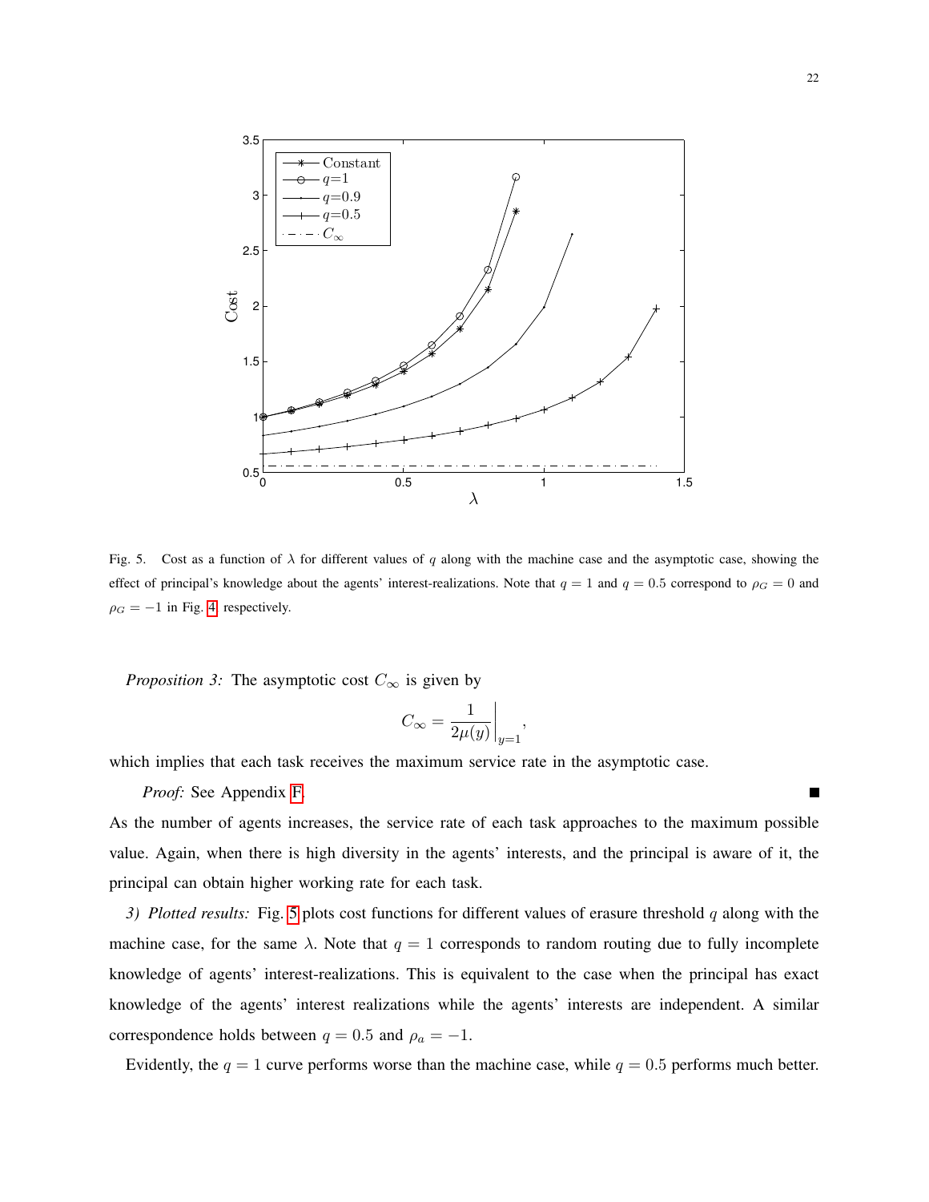Fig. 5. Cost as a function of $\lambda$ for different values of $q$ along with the machine case and the asymptotic case, showing the effect of principal's knowledge about the agents' interest-realizations. Note that $q = 1$ and $q = 0.5$ correspond to $\rho_G = 0$ and $\rho_G = -1$ in Fig. 4, respectively.

*Proposition 3:* The asymptotic cost $C_\infty$ is given by

$$C_\infty = \frac{1}{2\mu(y)}\bigg|_{y=1},$$

which implies that each task receives the maximum service rate in the asymptotic case.

*Proof:* See Appendix F. ■

As the number of agents increases, the service rate of each task approaches to the maximum possible value. Again, when there is high diversity in the agents' interests, and the principal is aware of it, the principal can obtain higher working rate for each task.

*3) Plotted results:* Fig. 5 plots cost functions for different values of erasure threshold $q$ along with the machine case, for the same $\lambda$. Note that $q = 1$ corresponds to random routing due to fully incomplete knowledge of agents' interest-realizations. This is equivalent to the case when the principal has exact knowledge of the agents' interest realizations while the agents' interests are independent. A similar correspondence holds between $q = 0.5$ and $\rho_a = -1$.

Evidently, the $q = 1$ curve performs worse than the machine case, while $q = 0.5$ performs much better.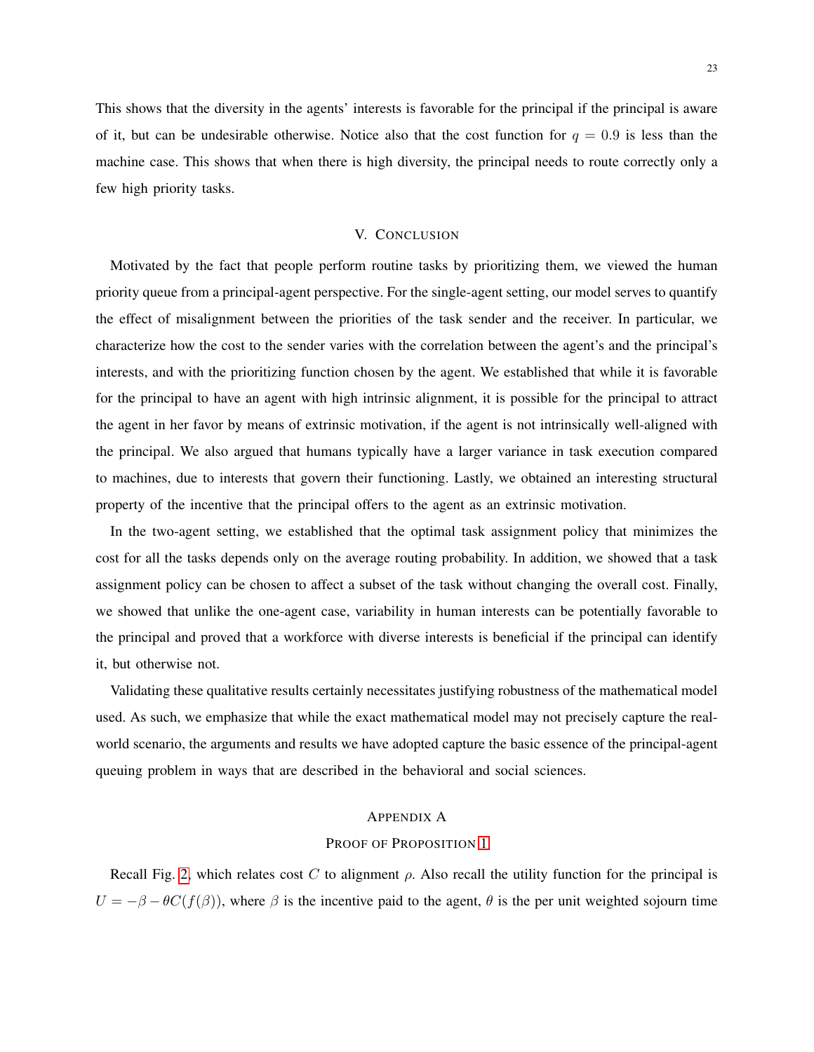This shows that the diversity in the agents' interests is favorable for the principal if the principal is aware of it, but can be undesirable otherwise. Notice also that the cost function for $q = 0.9$ is less than the machine case. This shows that when there is high diversity, the principal needs to route correctly only a few high priority tasks.

## V. Conclusion

Motivated by the fact that people perform routine tasks by prioritizing them, we viewed the human priority queue from a principal-agent perspective. For the single-agent setting, our model serves to quantify the effect of misalignment between the priorities of the task sender and the receiver. In particular, we characterize how the cost to the sender varies with the correlation between the agent's and the principal's interests, and with the prioritizing function chosen by the agent. We established that while it is favorable for the principal to have an agent with high intrinsic alignment, it is possible for the principal to attract the agent in her favor by means of extrinsic motivation, if the agent is not intrinsically well-aligned with the principal. We also argued that humans typically have a larger variance in task execution compared to machines, due to interests that govern their functioning. Lastly, we obtained an interesting structural property of the incentive that the principal offers to the agent as an extrinsic motivation.

In the two-agent setting, we established that the optimal task assignment policy that minimizes the cost for all the tasks depends only on the average routing probability. In addition, we showed that a task assignment policy can be chosen to affect a subset of the task without changing the overall cost. Finally, we showed that unlike the one-agent case, variability in human interests can be potentially favorable to the principal and proved that a workforce with diverse interests is beneficial if the principal can identify it, but otherwise not.

Validating these qualitative results certainly necessitates justifying robustness of the mathematical model used. As such, we emphasize that while the exact mathematical model may not precisely capture the real-world scenario, the arguments and results we have adopted capture the basic essence of the principal-agent queuing problem in ways that are described in the behavioral and social sciences.

## Appendix A
### Proof of Proposition 1

Recall Fig. 2, which relates cost $C$ to alignment $\rho$. Also recall the utility function for the principal is $U = -\beta - \theta C(f(\beta))$, where $\beta$ is the incentive paid to the agent, $\theta$ is the per unit weighted sojourn time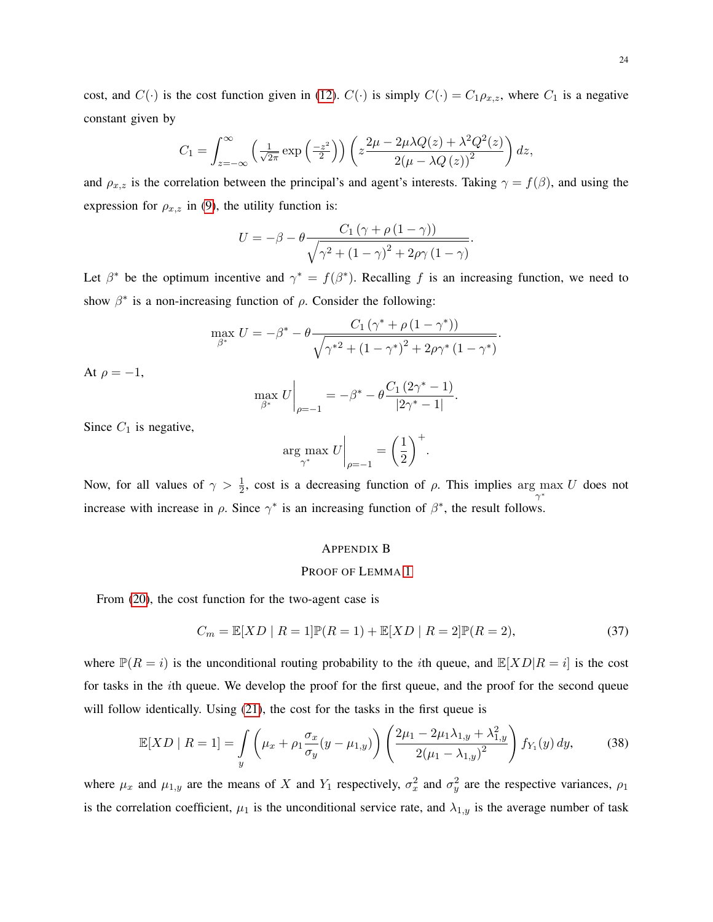cost, and $C(\cdot)$ is the cost function given in (12). $C(\cdot)$ is simply $C(\cdot) = C_1 \rho_{x,z}$, where $C_1$ is a negative constant given by

$$C_1 = \int_{z=-\infty}^{\infty} \left( \tfrac{1}{\sqrt{2\pi}} \exp\left(\tfrac{-z^2}{2}\right) \right) \left( z \frac{2\mu - 2\mu\lambda Q(z) + \lambda^2 Q^2(z)}{2(\mu - \lambda Q(z))^2} \right) dz,$$

and $\rho_{x,z}$ is the correlation between the principal's and agent's interests. Taking $\gamma = f(\beta)$, and using the expression for $\rho_{x,z}$ in (9), the utility function is:

$$U = -\beta - \theta \frac{C_1 (\gamma + \rho (1 - \gamma))}{\sqrt{\gamma^2 + (1-\gamma)^2 + 2\rho\gamma(1-\gamma)}}.$$

Let $\beta^*$ be the optimum incentive and $\gamma^* = f(\beta^*)$. Recalling $f$ is an increasing function, we need to show $\beta^*$ is a non-increasing function of $\rho$. Consider the following:

$$\max_{\beta^*} U = -\beta^* - \theta \frac{C_1 (\gamma^* + \rho (1 - \gamma^*))}{\sqrt{\gamma^{*2} + (1-\gamma^*)^2 + 2\rho\gamma^*(1-\gamma^*)}}.$$

At $\rho = -1$,

$$\max_{\beta^*} U \bigg|_{\rho=-1} = -\beta^* - \theta \frac{C_1 (2\gamma^* - 1)}{|2\gamma^* - 1|}.$$

Since $C_1$ is negative,

$$\arg\max_{\gamma^*} U \bigg|_{\rho=-1} = \left(\frac{1}{2}\right)^+.$$

Now, for all values of $\gamma > \frac{1}{2}$, cost is a decreasing function of $\rho$. This implies $\arg\max_{\gamma^*} U$ does not increase with increase in $\rho$. Since $\gamma^*$ is an increasing function of $\beta^*$, the result follows.

## Appendix B
## Proof of Lemma 1

From (20), the cost function for the two-agent case is

$$C_m = \mathbb{E}[XD \mid R = 1]\mathbb{P}(R = 1) + \mathbb{E}[XD \mid R = 2]\mathbb{P}(R = 2), \tag{37}$$

where $\mathbb{P}(R = i)$ is the unconditional routing probability to the $i$th queue, and $\mathbb{E}[XD|R = i]$ is the cost for tasks in the $i$th queue. We develop the proof for the first queue, and the proof for the second queue will follow identically. Using (21), the cost for the tasks in the first queue is

$$\mathbb{E}[XD \mid R = 1] = \int_y \left( \mu_x + \rho_1 \frac{\sigma_x}{\sigma_y}(y - \mu_{1,y}) \right) \left( \frac{2\mu_1 - 2\mu_1\lambda_{1,y} + \lambda_{1,y}^2}{2(\mu_1 - \lambda_{1,y})^2} \right) f_{Y_1}(y)\, dy, \tag{38}$$

where $\mu_x$ and $\mu_{1,y}$ are the means of $X$ and $Y_1$ respectively, $\sigma_x^2$ and $\sigma_y^2$ are the respective variances, $\rho_1$ is the correlation coefficient, $\mu_1$ is the unconditional service rate, and $\lambda_{1,y}$ is the average number of task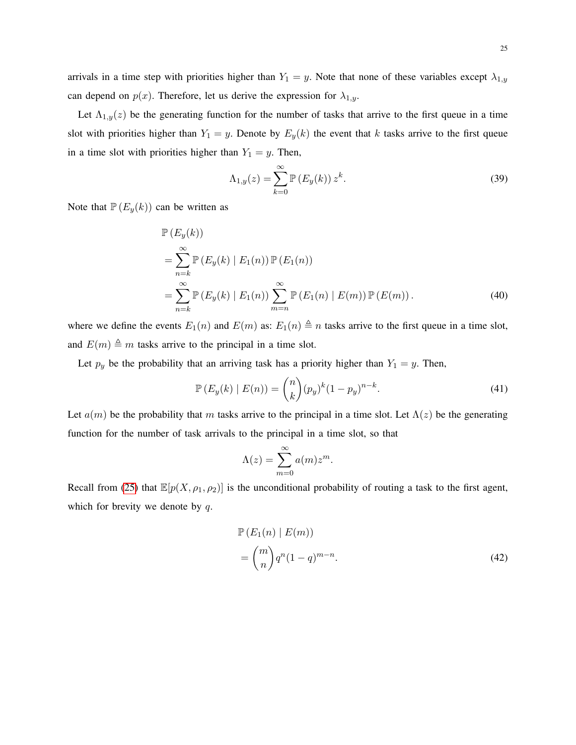arrivals in a time step with priorities higher than $Y_1 = y$. Note that none of these variables except $\lambda_{1,y}$ can depend on $p(x)$. Therefore, let us derive the expression for $\lambda_{1,y}$.

Let $\Lambda_{1,y}(z)$ be the generating function for the number of tasks that arrive to the first queue in a time slot with priorities higher than $Y_1 = y$. Denote by $E_y(k)$ the event that $k$ tasks arrive to the first queue in a time slot with priorities higher than $Y_1 = y$. Then,

$$\Lambda_{1,y}(z) = \sum_{k=0}^{\infty} \mathbb{P}\left(E_y(k)\right) z^k. \tag{39}$$

Note that $\mathbb{P}\left(E_y(k)\right)$ can be written as

$$\begin{aligned}
&\mathbb{P}\left(E_y(k)\right) \\
&= \sum_{n=k}^{\infty} \mathbb{P}\left(E_y(k) \mid E_1(n)\right) \mathbb{P}\left(E_1(n)\right) \\
&= \sum_{n=k}^{\infty} \mathbb{P}\left(E_y(k) \mid E_1(n)\right) \sum_{m=n}^{\infty} \mathbb{P}\left(E_1(n) \mid E(m)\right) \mathbb{P}\left(E(m)\right).
\end{aligned} \tag{40}$$

where we define the events $E_1(n)$ and $E(m)$ as: $E_1(n) \triangleq n$ tasks arrive to the first queue in a time slot, and $E(m) \triangleq m$ tasks arrive to the principal in a time slot.

Let $p_y$ be the probability that an arriving task has a priority higher than $Y_1 = y$. Then,

$$\mathbb{P}\left(E_y(k) \mid E(n)\right) = \binom{n}{k} (p_y)^k (1 - p_y)^{n-k}. \tag{41}$$

Let $a(m)$ be the probability that $m$ tasks arrive to the principal in a time slot. Let $\Lambda(z)$ be the generating function for the number of task arrivals to the principal in a time slot, so that

$$\Lambda(z) = \sum_{m=0}^{\infty} a(m) z^m.$$

Recall from (25) that $\mathbb{E}[p(X, \rho_1, \rho_2)]$ is the unconditional probability of routing a task to the first agent, which for brevity we denote by $q$.

$$\begin{aligned}
&\mathbb{P}\left(E_1(n) \mid E(m)\right) \\
&= \binom{m}{n} q^n (1 - q)^{m-n}.
\end{aligned} \tag{42}$$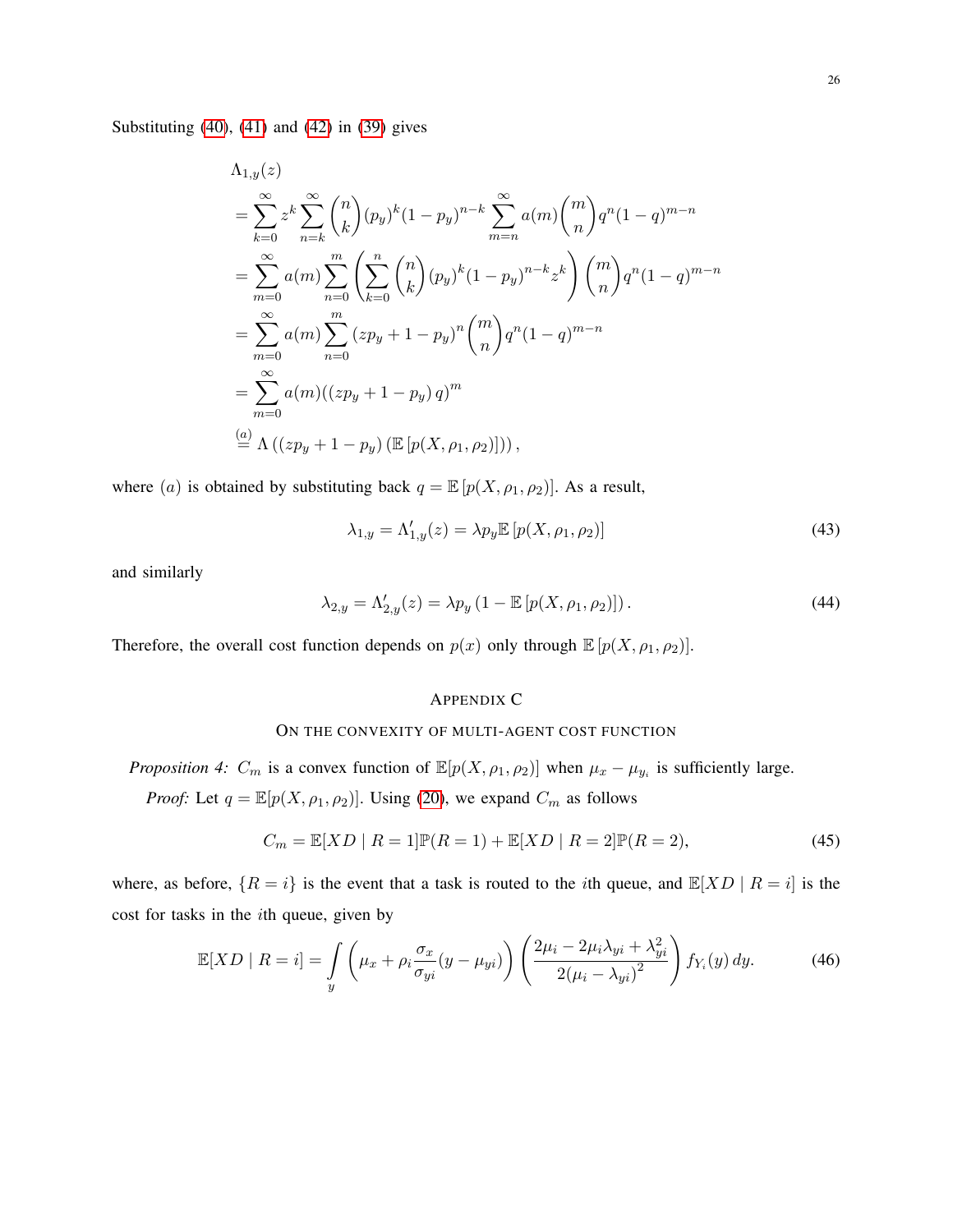Substituting (40), (41) and (42) in (39) gives

$$
\begin{aligned}
&\Lambda_{1,y}(z) \\
&= \sum_{k=0}^{\infty} z^k \sum_{n=k}^{\infty} \binom{n}{k} (p_y)^k (1-p_y)^{n-k} \sum_{m=n}^{\infty} a(m) \binom{m}{n} q^n (1-q)^{m-n} \\
&= \sum_{m=0}^{\infty} a(m) \sum_{n=0}^{m} \left( \sum_{k=0}^{n} \binom{n}{k} (p_y)^k (1-p_y)^{n-k} z^k \right) \binom{m}{n} q^n (1-q)^{m-n} \\
&= \sum_{m=0}^{\infty} a(m) \sum_{n=0}^{m} (zp_y + 1 - p_y)^n \binom{m}{n} q^n (1-q)^{m-n} \\
&= \sum_{m=0}^{\infty} a(m) ((zp_y + 1 - p_y)\, q)^m \\
&\overset{(a)}{=} \Lambda\left((zp_y + 1 - p_y)\left(\mathbb{E}\left[p(X, \rho_1, \rho_2)\right]\right)\right),
\end{aligned}
$$

where $(a)$ is obtained by substituting back $q = \mathbb{E}\left[p(X, \rho_1, \rho_2)\right]$. As a result,

$$
\lambda_{1,y} = \Lambda'_{1,y}(z) = \lambda p_y \mathbb{E}\left[p(X, \rho_1, \rho_2)\right] \tag{43}
$$

and similarly

$$
\lambda_{2,y} = \Lambda'_{2,y}(z) = \lambda p_y \left(1 - \mathbb{E}\left[p(X, \rho_1, \rho_2)\right]\right). \tag{44}
$$

Therefore, the overall cost function depends on $p(x)$ only through $\mathbb{E}\left[p(X, \rho_1, \rho_2)\right]$.

## Appendix C

### On the convexity of multi-agent cost function

*Proposition 4:* $C_m$ is a convex function of $\mathbb{E}[p(X, \rho_1, \rho_2)]$ when $\mu_x - \mu_{y_i}$ is sufficiently large.

*Proof:* Let $q = \mathbb{E}[p(X, \rho_1, \rho_2)]$. Using (20), we expand $C_m$ as follows

$$
C_m = \mathbb{E}[XD \mid R = 1]\mathbb{P}(R = 1) + \mathbb{E}[XD \mid R = 2]\mathbb{P}(R = 2), \tag{45}
$$

where, as before, $\{R = i\}$ is the event that a task is routed to the $i$th queue, and $\mathbb{E}[XD \mid R = i]$ is the cost for tasks in the $i$th queue, given by

$$
\mathbb{E}[XD \mid R = i] = \int_y \left( \mu_x + \rho_i \frac{\sigma_x}{\sigma_{yi}} (y - \mu_{yi}) \right) \left( \frac{2\mu_i - 2\mu_i \lambda_{yi} + \lambda_{yi}^2}{2(\mu_i - \lambda_{yi})^2} \right) f_{Y_i}(y)\, dy. \tag{46}
$$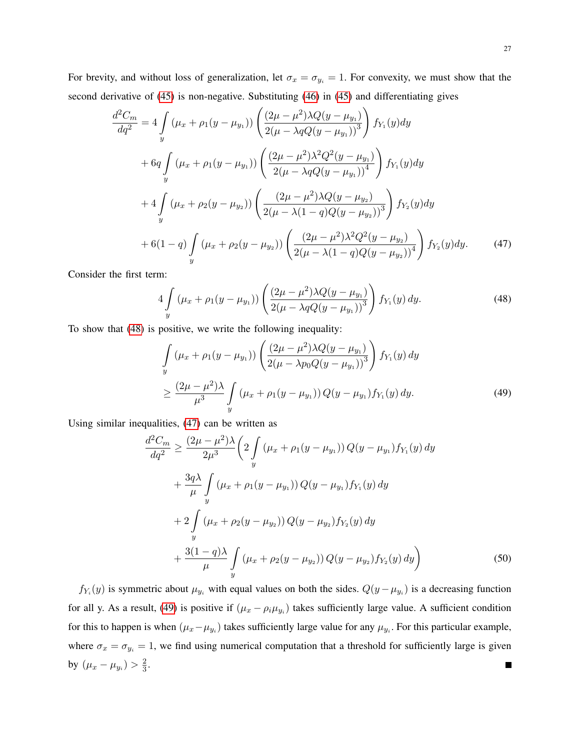For brevity, and without loss of generalization, let $\sigma_x = \sigma_{y_i} = 1$. For convexity, we must show that the second derivative of (45) is non-negative. Substituting (46) in (45) and differentiating gives

$$
\begin{aligned}
\frac{d^2 C_m}{dq^2} &= 4 \int\limits_y (\mu_x + \rho_1(y - \mu_{y_1})) \left( \frac{(2\mu - \mu^2)\lambda Q(y - \mu_{y_1})}{2(\mu - \lambda q Q(y - \mu_{y_1}))^3} \right) f_{Y_1}(y) dy \\
&+ 6q \int\limits_y (\mu_x + \rho_1(y - \mu_{y_1})) \left( \frac{(2\mu - \mu^2)\lambda^2 Q^2(y - \mu_{y_1})}{2(\mu - \lambda q Q(y - \mu_{y_1}))^4} \right) f_{Y_1}(y) dy \\
&+ 4 \int\limits_y (\mu_x + \rho_2(y - \mu_{y_2})) \left( \frac{(2\mu - \mu^2)\lambda Q(y - \mu_{y_2})}{2(\mu - \lambda(1-q) Q(y - \mu_{y_2}))^3} \right) f_{Y_2}(y) dy \\
&+ 6(1-q) \int\limits_y (\mu_x + \rho_2(y - \mu_{y_2})) \left( \frac{(2\mu - \mu^2)\lambda^2 Q^2(y - \mu_{y_2})}{2(\mu - \lambda(1-q) Q(y - \mu_{y_2}))^4} \right) f_{Y_2}(y) dy. \qquad (47)
\end{aligned}
$$

Consider the first term:

$$
4 \int\limits_y (\mu_x + \rho_1(y - \mu_{y_1})) \left( \frac{(2\mu - \mu^2)\lambda Q(y - \mu_{y_1})}{2(\mu - \lambda q Q(y - \mu_{y_1}))^3} \right) f_{Y_1}(y)\, dy. \qquad (48)
$$

To show that (48) is positive, we write the following inequality:

$$
\begin{aligned}
&\int\limits_y (\mu_x + \rho_1(y - \mu_{y_1})) \left( \frac{(2\mu - \mu^2)\lambda Q(y - \mu_{y_1})}{2(\mu - \lambda p_0 Q(y - \mu_{y_1}))^3} \right) f_{Y_1}(y)\, dy \\
&\geq \frac{(2\mu - \mu^2)\lambda}{\mu^3} \int\limits_y (\mu_x + \rho_1(y - \mu_{y_1}))\, Q(y - \mu_{y_1}) f_{Y_1}(y)\, dy. \qquad (49)
\end{aligned}
$$

Using similar inequalities, (47) can be written as

$$
\begin{aligned}
\frac{d^2 C_m}{dq^2} \geq \frac{(2\mu - \mu^2)\lambda}{2\mu^3} \Bigg( & 2 \int\limits_y (\mu_x + \rho_1(y - \mu_{y_1}))\, Q(y - \mu_{y_1}) f_{Y_1}(y)\, dy \\
&+ \frac{3q\lambda}{\mu} \int\limits_y (\mu_x + \rho_1(y - \mu_{y_1}))\, Q(y - \mu_{y_1}) f_{Y_1}(y)\, dy \\
&+ 2 \int\limits_y (\mu_x + \rho_2(y - \mu_{y_2}))\, Q(y - \mu_{y_2}) f_{Y_2}(y)\, dy \\
&+ \frac{3(1-q)\lambda}{\mu} \int\limits_y (\mu_x + \rho_2(y - \mu_{y_2}))\, Q(y - \mu_{y_2}) f_{Y_2}(y)\, dy \Bigg) \qquad (50)
\end{aligned}
$$

$f_{Y_i}(y)$ is symmetric about $\mu_{y_i}$ with equal values on both the sides. $Q(y - \mu_{y_i})$ is a decreasing function for all y. As a result, (49) is positive if $(\mu_x - \rho_i \mu_{y_i})$ takes sufficiently large value. A sufficient condition for this to happen is when $(\mu_x - \mu_{y_i})$ takes sufficiently large value for any $\mu_{y_i}$. For this particular example, where $\sigma_x = \sigma_{y_i} = 1$, we find using numerical computation that a threshold for sufficiently large is given by $(\mu_x - \mu_{y_i}) > \frac{2}{3}$. ∎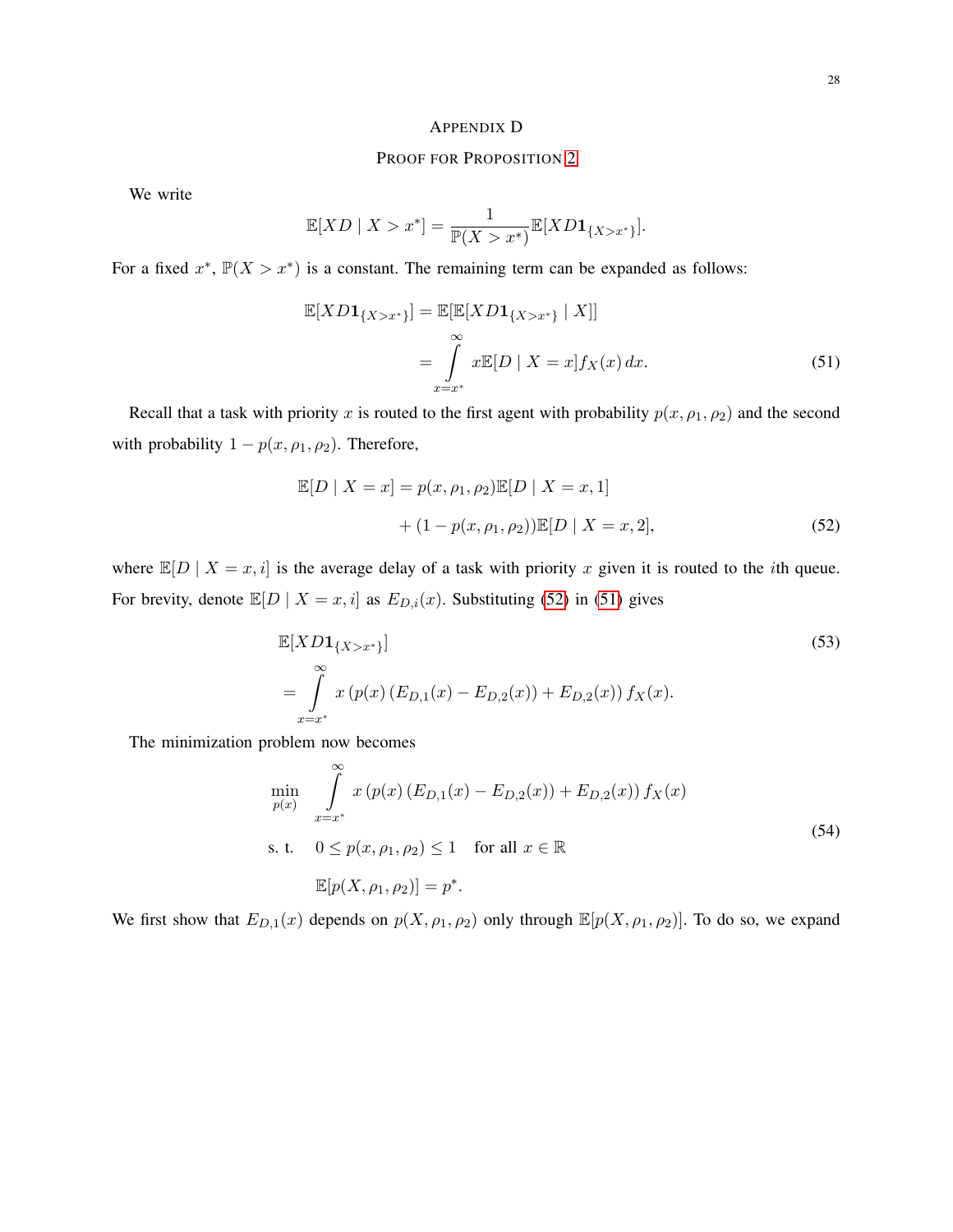## APPENDIX D

## PROOF FOR PROPOSITION 2

We write

$$\mathbb{E}[XD \mid X > x^*] = \frac{1}{\mathbb{P}(X > x^*)}\mathbb{E}[XD\mathbf{1}_{\{X>x^*\}}].$$

For a fixed $x^*$, $\mathbb{P}(X > x^*)$ is a constant. The remaining term can be expanded as follows:

$$\begin{aligned}\mathbb{E}[XD\mathbf{1}_{\{X>x^*\}}] &= \mathbb{E}[\mathbb{E}[XD\mathbf{1}_{\{X>x^*\}} \mid X]] \\ &= \int_{x=x^*}^{\infty} x\mathbb{E}[D \mid X = x] f_X(x)\, dx. \end{aligned} \tag{51}$$

Recall that a task with priority $x$ is routed to the first agent with probability $p(x, \rho_1, \rho_2)$ and the second with probability $1 - p(x, \rho_1, \rho_2)$. Therefore,

$$\begin{aligned}\mathbb{E}[D \mid X = x] &= p(x, \rho_1, \rho_2)\mathbb{E}[D \mid X = x, 1] \\ &\quad + (1 - p(x, \rho_1, \rho_2))\mathbb{E}[D \mid X = x, 2], \end{aligned} \tag{52}$$

where $\mathbb{E}[D \mid X = x, i]$ is the average delay of a task with priority $x$ given it is routed to the $i$th queue. For brevity, denote $\mathbb{E}[D \mid X = x, i]$ as $E_{D,i}(x)$. Substituting (52) in (51) gives

$$\begin{aligned}&\mathbb{E}[XD\mathbf{1}_{\{X>x^*\}}] \\ &= \int_{x=x^*}^{\infty} x\left(p(x)\left(E_{D,1}(x) - E_{D,2}(x)\right) + E_{D,2}(x)\right) f_X(x). \end{aligned} \tag{53}$$

The minimization problem now becomes

$$\begin{aligned}\min_{p(x)} \quad & \int_{x=x^*}^{\infty} x\left(p(x)\left(E_{D,1}(x) - E_{D,2}(x)\right) + E_{D,2}(x)\right) f_X(x) \\ \text{s. t.} \quad & 0 \le p(x, \rho_1, \rho_2) \le 1 \quad \text{for all } x \in \mathbb{R} \\ & \mathbb{E}[p(X, \rho_1, \rho_2)] = p^*. \end{aligned} \tag{54}$$

We first show that $E_{D,1}(x)$ depends on $p(X, \rho_1, \rho_2)$ only through $\mathbb{E}[p(X, \rho_1, \rho_2)]$. To do so, we expand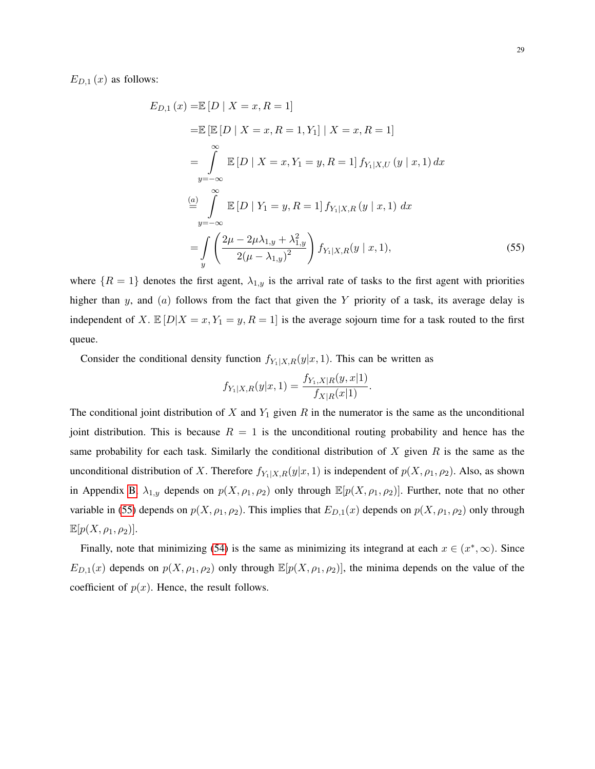$E_{D,1}(x)$ as follows:

$$
\begin{aligned}
E_{D,1}(x) =& \mathbb{E}\left[D \mid X = x, R = 1\right] \\
=& \mathbb{E}\left[\mathbb{E}\left[D \mid X = x, R = 1, Y_1\right] \mid X = x, R = 1\right] \\
=& \int_{y=-\infty}^{\infty} \mathbb{E}\left[D \mid X = x, Y_1 = y, R = 1\right] f_{Y_1|X,U}\left(y \mid x, 1\right) dx \\
\overset{(a)}{=}& \int_{y=-\infty}^{\infty} \mathbb{E}\left[D \mid Y_1 = y, R = 1\right] f_{Y_1|X,R}\left(y \mid x, 1\right)\, dx \\
=& \int_{y} \left(\frac{2\mu - 2\mu\lambda_{1,y} + \lambda_{1,y}^2}{2(\mu - \lambda_{1,y})^2}\right) f_{Y_1|X,R}(y \mid x, 1),
\end{aligned}
\tag{55}
$$

where $\{R = 1\}$ denotes the first agent, $\lambda_{1,y}$ is the arrival rate of tasks to the first agent with priorities higher than $y$, and $(a)$ follows from the fact that given the $Y$ priority of a task, its average delay is independent of $X$. $\mathbb{E}\left[D|X = x, Y_1 = y, R = 1\right]$ is the average sojourn time for a task routed to the first queue.

Consider the conditional density function $f_{Y_1|X,R}(y|x, 1)$. This can be written as

$$
f_{Y_1|X,R}(y|x, 1) = \frac{f_{Y_1,X|R}(y, x|1)}{f_{X|R}(x|1)}.
$$

The conditional joint distribution of $X$ and $Y_1$ given $R$ in the numerator is the same as the unconditional joint distribution. This is because $R = 1$ is the unconditional routing probability and hence has the same probability for each task. Similarly the conditional distribution of $X$ given $R$ is the same as the unconditional distribution of $X$. Therefore $f_{Y_1|X,R}(y|x, 1)$ is independent of $p(X, \rho_1, \rho_2)$. Also, as shown in Appendix B, $\lambda_{1,y}$ depends on $p(X, \rho_1, \rho_2)$ only through $\mathbb{E}[p(X, \rho_1, \rho_2)]$. Further, note that no other variable in (55) depends on $p(X, \rho_1, \rho_2)$. This implies that $E_{D,1}(x)$ depends on $p(X, \rho_1, \rho_2)$ only through $\mathbb{E}[p(X, \rho_1, \rho_2)]$.

Finally, note that minimizing (54) is the same as minimizing its integrand at each $x \in (x^*, \infty)$. Since $E_{D,1}(x)$ depends on $p(X, \rho_1, \rho_2)$ only through $\mathbb{E}[p(X, \rho_1, \rho_2)]$, the minima depends on the value of the coefficient of $p(x)$. Hence, the result follows.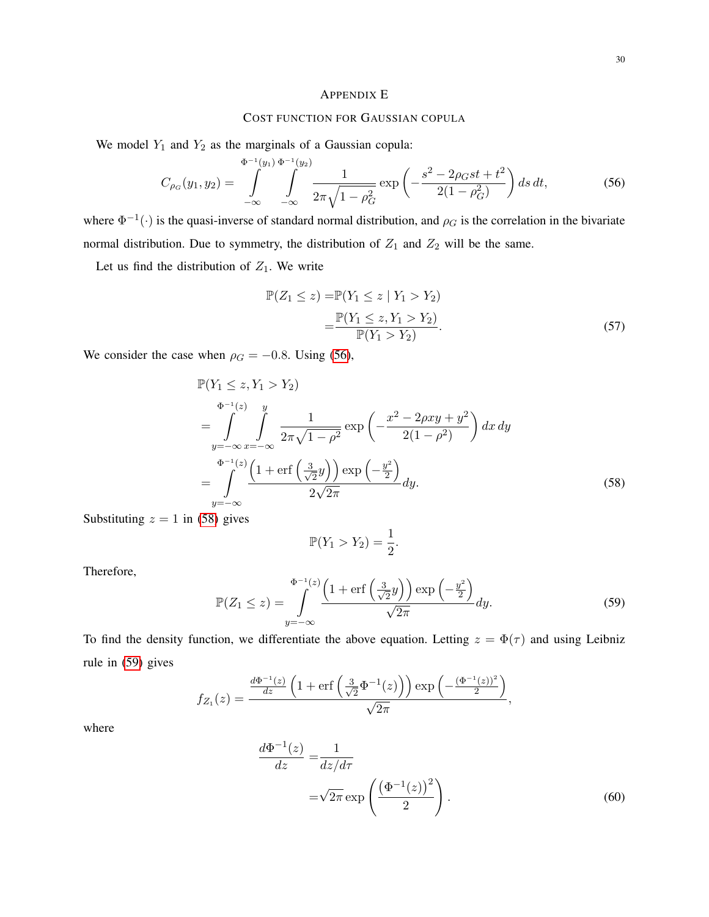# Appendix E

## Cost function for Gaussian copula

We model $Y_1$ and $Y_2$ as the marginals of a Gaussian copula:

$$C_{\rho_G}(y_1, y_2) = \int_{-\infty}^{\Phi^{-1}(y_1)} \int_{-\infty}^{\Phi^{-1}(y_2)} \frac{1}{2\pi\sqrt{1-\rho_G^2}} \exp\left(-\frac{s^2 - 2\rho_G st + t^2}{2(1-\rho_G^2)}\right) ds\, dt, \tag{56}$$

where $\Phi^{-1}(\cdot)$ is the quasi-inverse of standard normal distribution, and $\rho_G$ is the correlation in the bivariate normal distribution. Due to symmetry, the distribution of $Z_1$ and $Z_2$ will be the same.

Let us find the distribution of $Z_1$. We write

$$\begin{aligned}
\mathbb{P}(Z_1 \leq z) =& \mathbb{P}(Y_1 \leq z \mid Y_1 > Y_2) \\
=& \frac{\mathbb{P}(Y_1 \leq z, Y_1 > Y_2)}{\mathbb{P}(Y_1 > Y_2)}.
\end{aligned} \tag{57}$$

We consider the case when $\rho_G = -0.8$. Using (56),

$$\begin{aligned}
&\mathbb{P}(Y_1 \leq z, Y_1 > Y_2) \\
&= \int_{y=-\infty}^{\Phi^{-1}(z)} \int_{x=-\infty}^{y} \frac{1}{2\pi\sqrt{1-\rho^2}} \exp\left(-\frac{x^2 - 2\rho xy + y^2}{2(1-\rho^2)}\right) dx\, dy \\
&= \int_{y=-\infty}^{\Phi^{-1}(z)} \frac{\left(1 + \operatorname{erf}\left(\frac{3}{\sqrt{2}}y\right)\right) \exp\left(-\frac{y^2}{2}\right)}{2\sqrt{2\pi}} dy.
\end{aligned} \tag{58}$$

Substituting $z = 1$ in (58) gives

$$\mathbb{P}(Y_1 > Y_2) = \frac{1}{2}.$$

Therefore,

$$\mathbb{P}(Z_1 \leq z) = \int_{y=-\infty}^{\Phi^{-1}(z)} \frac{\left(1 + \operatorname{erf}\left(\frac{3}{\sqrt{2}}y\right)\right) \exp\left(-\frac{y^2}{2}\right)}{\sqrt{2\pi}} dy. \tag{59}$$

To find the density function, we differentiate the above equation. Letting $z = \Phi(\tau)$ and using Leibniz rule in (59) gives

$$f_{Z_1}(z) = \frac{\frac{d\Phi^{-1}(z)}{dz}\left(1 + \operatorname{erf}\left(\frac{3}{\sqrt{2}}\Phi^{-1}(z)\right)\right) \exp\left(-\frac{(\Phi^{-1}(z))^2}{2}\right)}{\sqrt{2\pi}},$$

where

$$\begin{aligned}
\frac{d\Phi^{-1}(z)}{dz} =& \frac{1}{dz/d\tau} \\
=& \sqrt{2\pi} \exp\left(\frac{\left(\Phi^{-1}(z)\right)^2}{2}\right).
\end{aligned} \tag{60}$$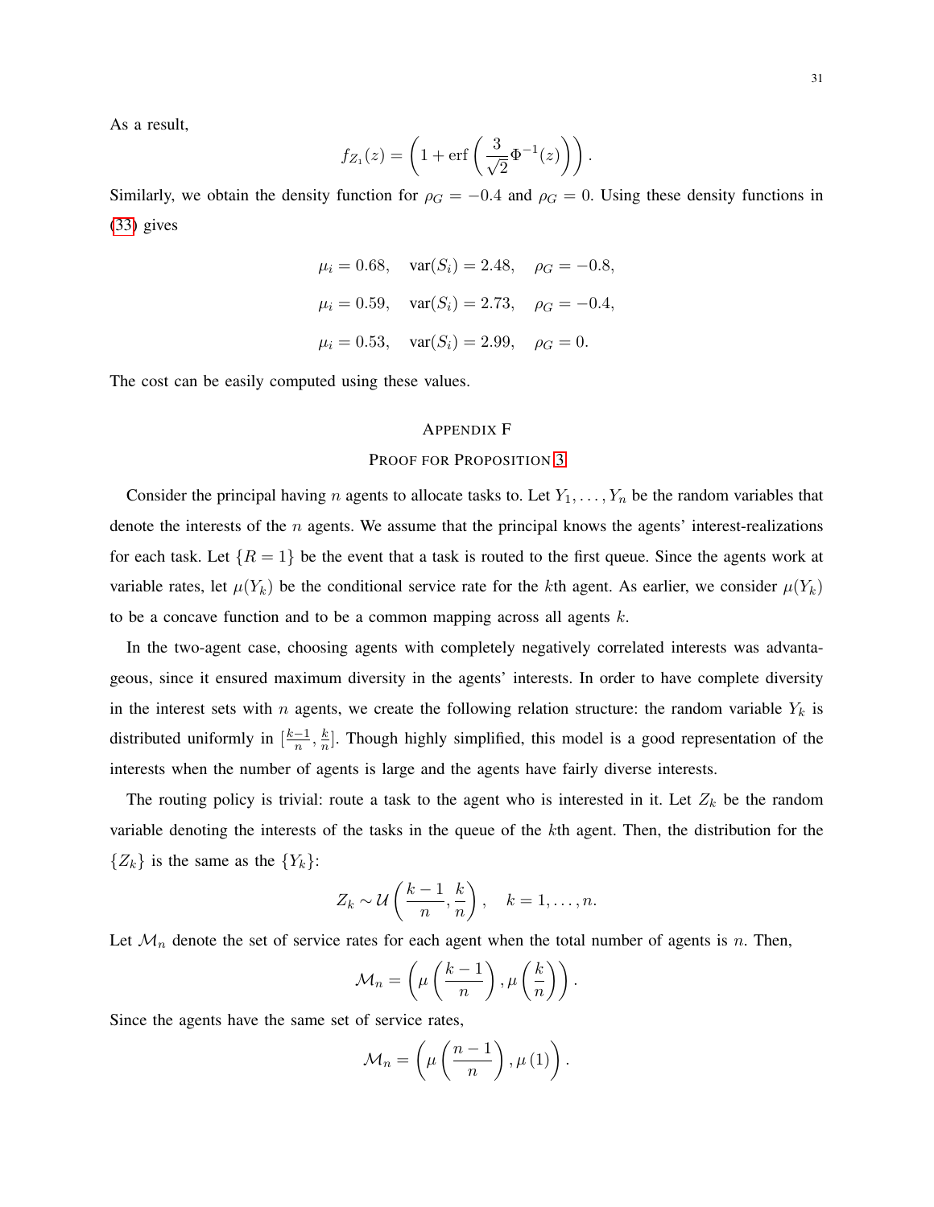As a result,

$$f_{Z_1}(z) = \left(1 + \text{erf}\left(\frac{3}{\sqrt{2}}\Phi^{-1}(z)\right)\right).$$

Similarly, we obtain the density function for $\rho_G = -0.4$ and $\rho_G = 0$. Using these density functions in (33) gives

$$\mu_i = 0.68, \quad \text{var}(S_i) = 2.48, \quad \rho_G = -0.8,$$

$$\mu_i = 0.59, \quad \text{var}(S_i) = 2.73, \quad \rho_G = -0.4,$$

$$\mu_i = 0.53, \quad \text{var}(S_i) = 2.99, \quad \rho_G = 0.$$

The cost can be easily computed using these values.

## Appendix F
## Proof for Proposition 3

Consider the principal having $n$ agents to allocate tasks to. Let $Y_1, \ldots, Y_n$ be the random variables that denote the interests of the $n$ agents. We assume that the principal knows the agents' interest-realizations for each task. Let $\{R = 1\}$ be the event that a task is routed to the first queue. Since the agents work at variable rates, let $\mu(Y_k)$ be the conditional service rate for the $k$th agent. As earlier, we consider $\mu(Y_k)$ to be a concave function and to be a common mapping across all agents $k$.

In the two-agent case, choosing agents with completely negatively correlated interests was advantageous, since it ensured maximum diversity in the agents' interests. In order to have complete diversity in the interest sets with $n$ agents, we create the following relation structure: the random variable $Y_k$ is distributed uniformly in $[\frac{k-1}{n}, \frac{k}{n}]$. Though highly simplified, this model is a good representation of the interests when the number of agents is large and the agents have fairly diverse interests.

The routing policy is trivial: route a task to the agent who is interested in it. Let $Z_k$ be the random variable denoting the interests of the tasks in the queue of the $k$th agent. Then, the distribution for the $\{Z_k\}$ is the same as the $\{Y_k\}$:

$$Z_k \sim \mathcal{U}\left(\frac{k-1}{n}, \frac{k}{n}\right), \quad k = 1, \ldots, n.$$

Let $\mathcal{M}_n$ denote the set of service rates for each agent when the total number of agents is $n$. Then,

$$\mathcal{M}_n = \left(\mu\left(\frac{k-1}{n}\right), \mu\left(\frac{k}{n}\right)\right).$$

Since the agents have the same set of service rates,

$$\mathcal{M}_n = \left(\mu\left(\frac{n-1}{n}\right), \mu\left(1\right)\right).$$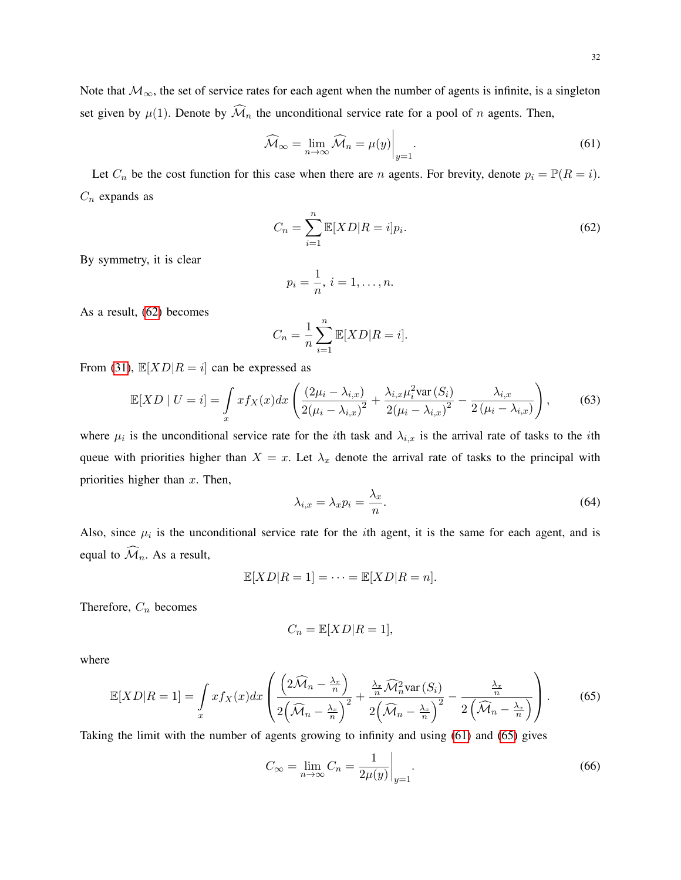Note that $\mathcal{M}_\infty$, the set of service rates for each agent when the number of agents is infinite, is a singleton set given by $\mu(1)$. Denote by $\widehat{\mathcal{M}}_n$ the unconditional service rate for a pool of $n$ agents. Then,

$$\widehat{\mathcal{M}}_\infty = \lim_{n\to\infty} \widehat{\mathcal{M}}_n = \mu(y)\bigg|_{y=1}. \tag{61}$$

Let $C_n$ be the cost function for this case when there are $n$ agents. For brevity, denote $p_i = \mathbb{P}(R = i)$. $C_n$ expands as

$$C_n = \sum_{i=1}^{n} \mathbb{E}[XD|R = i]p_i. \tag{62}$$

By symmetry, it is clear

$$p_i = \frac{1}{n},\ i = 1, \ldots, n.$$

As a result, (62) becomes

$$C_n = \frac{1}{n}\sum_{i=1}^{n} \mathbb{E}[XD|R = i].$$

From (31), $\mathbb{E}[XD|R = i]$ can be expressed as

$$\mathbb{E}[XD \mid U = i] = \int_x x f_X(x)dx \left( \frac{(2\mu_i - \lambda_{i,x})}{2(\mu_i - \lambda_{i,x})^2} + \frac{\lambda_{i,x}\mu_i^2 \text{var}\,(S_i)}{2(\mu_i - \lambda_{i,x})^2} - \frac{\lambda_{i,x}}{2\,(\mu_i - \lambda_{i,x})} \right), \tag{63}$$

where $\mu_i$ is the unconditional service rate for the $i$th task and $\lambda_{i,x}$ is the arrival rate of tasks to the $i$th queue with priorities higher than $X = x$. Let $\lambda_x$ denote the arrival rate of tasks to the principal with priorities higher than $x$. Then,

$$\lambda_{i,x} = \lambda_x p_i = \frac{\lambda_x}{n}. \tag{64}$$

Also, since $\mu_i$ is the unconditional service rate for the $i$th agent, it is the same for each agent, and is equal to $\widehat{\mathcal{M}}_n$. As a result,

$$\mathbb{E}[XD|R = 1] = \cdots = \mathbb{E}[XD|R = n].$$

Therefore, $C_n$ becomes

$$C_n = \mathbb{E}[XD|R = 1],$$

where

$$\mathbb{E}[XD|R = 1] = \int_x x f_X(x)dx \left( \frac{\left(2\widehat{\mathcal{M}}_n - \frac{\lambda_x}{n}\right)}{2\left(\widehat{\mathcal{M}}_n - \frac{\lambda_x}{n}\right)^2} + \frac{\frac{\lambda_x}{n}\widehat{\mathcal{M}}_n^2 \text{var}\,(S_i)}{2\left(\widehat{\mathcal{M}}_n - \frac{\lambda_x}{n}\right)^2} - \frac{\frac{\lambda_x}{n}}{2\left(\widehat{\mathcal{M}}_n - \frac{\lambda_x}{n}\right)} \right). \tag{65}$$

Taking the limit with the number of agents growing to infinity and using (61) and (65) gives

$$C_\infty = \lim_{n\to\infty} C_n = \frac{1}{2\mu(y)}\bigg|_{y=1}. \tag{66}$$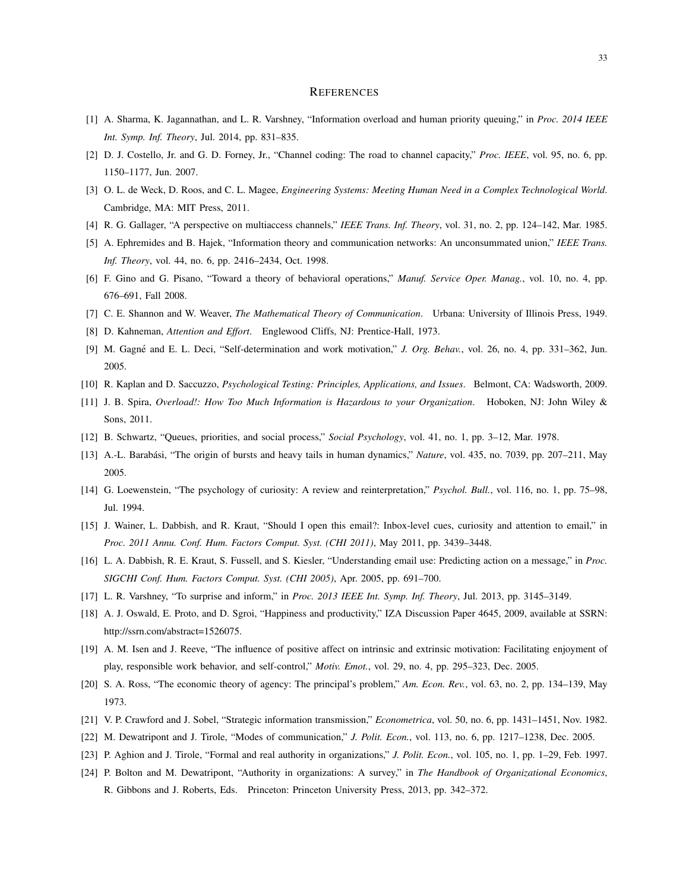# References

[1] A. Sharma, K. Jagannathan, and L. R. Varshney, "Information overload and human priority queuing," in *Proc. 2014 IEEE Int. Symp. Inf. Theory*, Jul. 2014, pp. 831–835.

[2] D. J. Costello, Jr. and G. D. Forney, Jr., "Channel coding: The road to channel capacity," *Proc. IEEE*, vol. 95, no. 6, pp. 1150–1177, Jun. 2007.

[3] O. L. de Weck, D. Roos, and C. L. Magee, *Engineering Systems: Meeting Human Need in a Complex Technological World*. Cambridge, MA: MIT Press, 2011.

[4] R. G. Gallager, "A perspective on multiaccess channels," *IEEE Trans. Inf. Theory*, vol. 31, no. 2, pp. 124–142, Mar. 1985.

[5] A. Ephremides and B. Hajek, "Information theory and communication networks: An unconsummated union," *IEEE Trans. Inf. Theory*, vol. 44, no. 6, pp. 2416–2434, Oct. 1998.

[6] F. Gino and G. Pisano, "Toward a theory of behavioral operations," *Manuf. Service Oper. Manag.*, vol. 10, no. 4, pp. 676–691, Fall 2008.

[7] C. E. Shannon and W. Weaver, *The Mathematical Theory of Communication*. Urbana: University of Illinois Press, 1949.

[8] D. Kahneman, *Attention and Effort*. Englewood Cliffs, NJ: Prentice-Hall, 1973.

[9] M. Gagné and E. L. Deci, "Self-determination and work motivation," *J. Org. Behav.*, vol. 26, no. 4, pp. 331–362, Jun. 2005.

[10] R. Kaplan and D. Saccuzzo, *Psychological Testing: Principles, Applications, and Issues*. Belmont, CA: Wadsworth, 2009.

[11] J. B. Spira, *Overload!: How Too Much Information is Hazardous to your Organization*. Hoboken, NJ: John Wiley & Sons, 2011.

[12] B. Schwartz, "Queues, priorities, and social process," *Social Psychology*, vol. 41, no. 1, pp. 3–12, Mar. 1978.

[13] A.-L. Barabási, "The origin of bursts and heavy tails in human dynamics," *Nature*, vol. 435, no. 7039, pp. 207–211, May 2005.

[14] G. Loewenstein, "The psychology of curiosity: A review and reinterpretation," *Psychol. Bull.*, vol. 116, no. 1, pp. 75–98, Jul. 1994.

[15] J. Wainer, L. Dabbish, and R. Kraut, "Should I open this email?: Inbox-level cues, curiosity and attention to email," in *Proc. 2011 Annu. Conf. Hum. Factors Comput. Syst. (CHI 2011)*, May 2011, pp. 3439–3448.

[16] L. A. Dabbish, R. E. Kraut, S. Fussell, and S. Kiesler, "Understanding email use: Predicting action on a message," in *Proc. SIGCHI Conf. Hum. Factors Comput. Syst. (CHI 2005)*, Apr. 2005, pp. 691–700.

[17] L. R. Varshney, "To surprise and inform," in *Proc. 2013 IEEE Int. Symp. Inf. Theory*, Jul. 2013, pp. 3145–3149.

[18] A. J. Oswald, E. Proto, and D. Sgroi, "Happiness and productivity," IZA Discussion Paper 4645, 2009, available at SSRN: http://ssrn.com/abstract=1526075.

[19] A. M. Isen and J. Reeve, "The influence of positive affect on intrinsic and extrinsic motivation: Facilitating enjoyment of play, responsible work behavior, and self-control," *Motiv. Emot.*, vol. 29, no. 4, pp. 295–323, Dec. 2005.

[20] S. A. Ross, "The economic theory of agency: The principal's problem," *Am. Econ. Rev.*, vol. 63, no. 2, pp. 134–139, May 1973.

[21] V. P. Crawford and J. Sobel, "Strategic information transmission," *Econometrica*, vol. 50, no. 6, pp. 1431–1451, Nov. 1982.

[22] M. Dewatripont and J. Tirole, "Modes of communication," *J. Polit. Econ.*, vol. 113, no. 6, pp. 1217–1238, Dec. 2005.

[23] P. Aghion and J. Tirole, "Formal and real authority in organizations," *J. Polit. Econ.*, vol. 105, no. 1, pp. 1–29, Feb. 1997.

[24] P. Bolton and M. Dewatripont, "Authority in organizations: A survey," in *The Handbook of Organizational Economics*, R. Gibbons and J. Roberts, Eds. Princeton: Princeton University Press, 2013, pp. 342–372.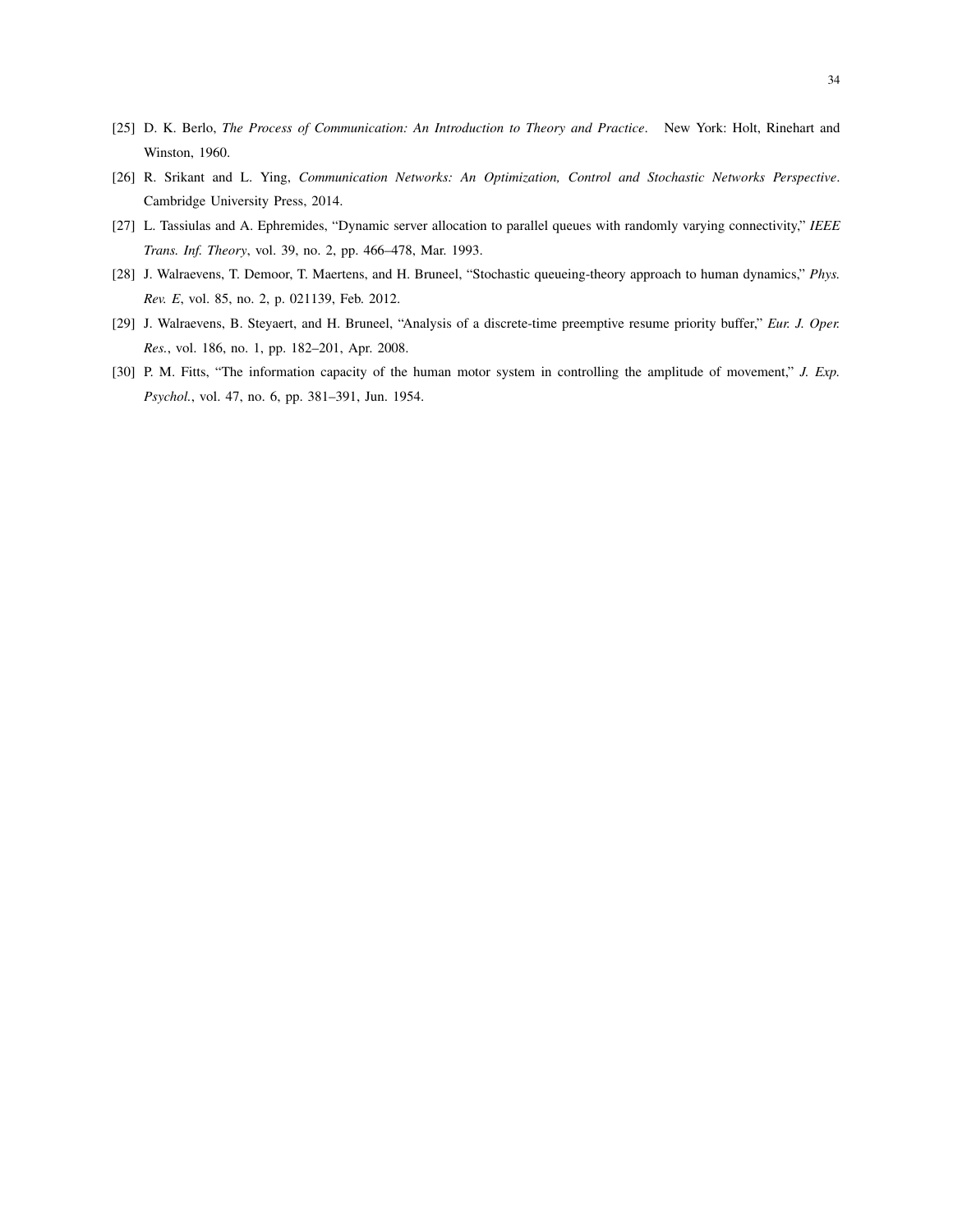[25] D. K. Berlo, *The Process of Communication: An Introduction to Theory and Practice*. New York: Holt, Rinehart and Winston, 1960.

[26] R. Srikant and L. Ying, *Communication Networks: An Optimization, Control and Stochastic Networks Perspective*. Cambridge University Press, 2014.

[27] L. Tassiulas and A. Ephremides, "Dynamic server allocation to parallel queues with randomly varying connectivity," *IEEE Trans. Inf. Theory*, vol. 39, no. 2, pp. 466–478, Mar. 1993.

[28] J. Walraevens, T. Demoor, T. Maertens, and H. Bruneel, "Stochastic queueing-theory approach to human dynamics," *Phys. Rev. E*, vol. 85, no. 2, p. 021139, Feb. 2012.

[29] J. Walraevens, B. Steyaert, and H. Bruneel, "Analysis of a discrete-time preemptive resume priority buffer," *Eur. J. Oper. Res.*, vol. 186, no. 1, pp. 182–201, Apr. 2008.

[30] P. M. Fitts, "The information capacity of the human motor system in controlling the amplitude of movement," *J. Exp. Psychol.*, vol. 47, no. 6, pp. 381–391, Jun. 1954.